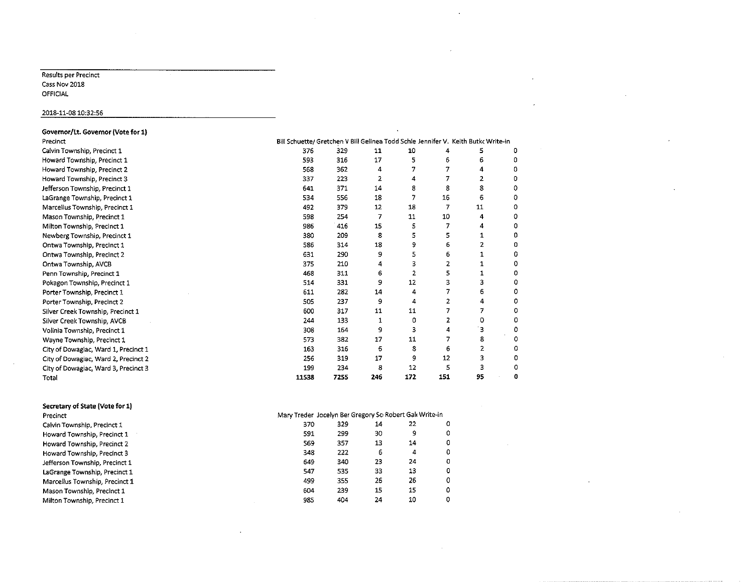Results per Precinct
Cass Nov 2018
OFFICIAL

2018-11-08 10:32:56

**Governor/Lt. Governor (Vote for 1)**

| Precinct | Bill Schuette/ | Gretchen V | Bill Gelinea | Todd Schle | Jennifer V. | Keith Butkc | Write-in |
|---|---|---|---|---|---|---|---|
| Calvin Township, Precinct 1 | 376 | 329 | 11 | 10 | 4 | 5 | 0 |
| Howard Township, Precinct 1 | 593 | 316 | 17 | 5 | 6 | 6 | 0 |
| Howard Township, Precinct 2 | 568 | 362 | 4 | 7 | 7 | 4 | 0 |
| Howard Township, Precinct 3 | 337 | 223 | 2 | 4 | 7 | 2 | 0 |
| Jefferson Township, Precinct 1 | 641 | 371 | 14 | 8 | 8 | 8 | 0 |
| LaGrange Township, Precinct 1 | 534 | 556 | 18 | 7 | 16 | 6 | 0 |
| Marcellus Township, Precinct 1 | 492 | 379 | 12 | 18 | 7 | 11 | 0 |
| Mason Township, Precinct 1 | 598 | 254 | 7 | 11 | 10 | 4 | 0 |
| Milton Township, Precinct 1 | 986 | 416 | 15 | 5 | 7 | 4 | 0 |
| Newberg Township, Precinct 1 | 380 | 209 | 8 | 5 | 5 | 1 | 0 |
| Ontwa Township, Precinct 1 | 586 | 314 | 18 | 9 | 6 | 2 | 0 |
| Ontwa Township, Precinct 2 | 631 | 290 | 9 | 5 | 6 | 1 | 0 |
| Ontwa Township, AVCB | 375 | 210 | 4 | 3 | 2 | 1 | 0 |
| Penn Township, Precinct 1 | 468 | 311 | 6 | 2 | 5 | 1 | 0 |
| Pokagon Township, Precinct 1 | 514 | 331 | 9 | 12 | 3 | 3 | 0 |
| Porter Township, Precinct 1 | 611 | 282 | 14 | 4 | 7 | 6 | 0 |
| Porter Township, Precinct 2 | 505 | 237 | 9 | 4 | 2 | 4 | 0 |
| Silver Creek Township, Precinct 1 | 600 | 317 | 11 | 11 | 7 | 7 | 0 |
| Silver Creek Township, AVCB | 244 | 133 | 1 | 0 | 2 | 0 | 0 |
| Volinia Township, Precinct 1 | 308 | 164 | 9 | 3 | 4 | 3 | 0 |
| Wayne Township, Precinct 1 | 573 | 382 | 17 | 11 | 7 | 8 | 0 |
| City of Dowagiac, Ward 1, Precinct 1 | 163 | 316 | 6 | 8 | 6 | 2 | 0 |
| City of Dowagiac, Ward 2, Precinct 2 | 256 | 319 | 17 | 9 | 12 | 3 | 0 |
| City of Dowagiac, Ward 3, Precinct 3 | 199 | 234 | 8 | 12 | 5 | 3 | 0 |
| Total | **11538** | **7255** | **246** | **172** | **151** | **95** | **0** |

**Secretary of State (Vote for 1)**

| Precinct | Mary Treder | Jocelyn Ber | Gregory Sc | Robert Gal | Write-in |
|---|---|---|---|---|---|
| Calvin Township, Precinct 1 | 370 | 329 | 14 | 22 | 0 |
| Howard Township, Precinct 1 | 591 | 299 | 30 | 9 | 0 |
| Howard Township, Precinct 2 | 569 | 357 | 13 | 14 | 0 |
| Howard Township, Precinct 3 | 348 | 222 | 6 | 4 | 0 |
| Jefferson Township, Precinct 1 | 649 | 340 | 23 | 24 | 0 |
| LaGrange Township, Precinct 1 | 547 | 535 | 33 | 13 | 0 |
| Marcellus Township, Precinct 1 | 499 | 355 | 26 | 26 | 0 |
| Mason Township, Precinct 1 | 604 | 239 | 15 | 15 | 0 |
| Milton Township, Precinct 1 | 985 | 404 | 24 | 10 | 0 |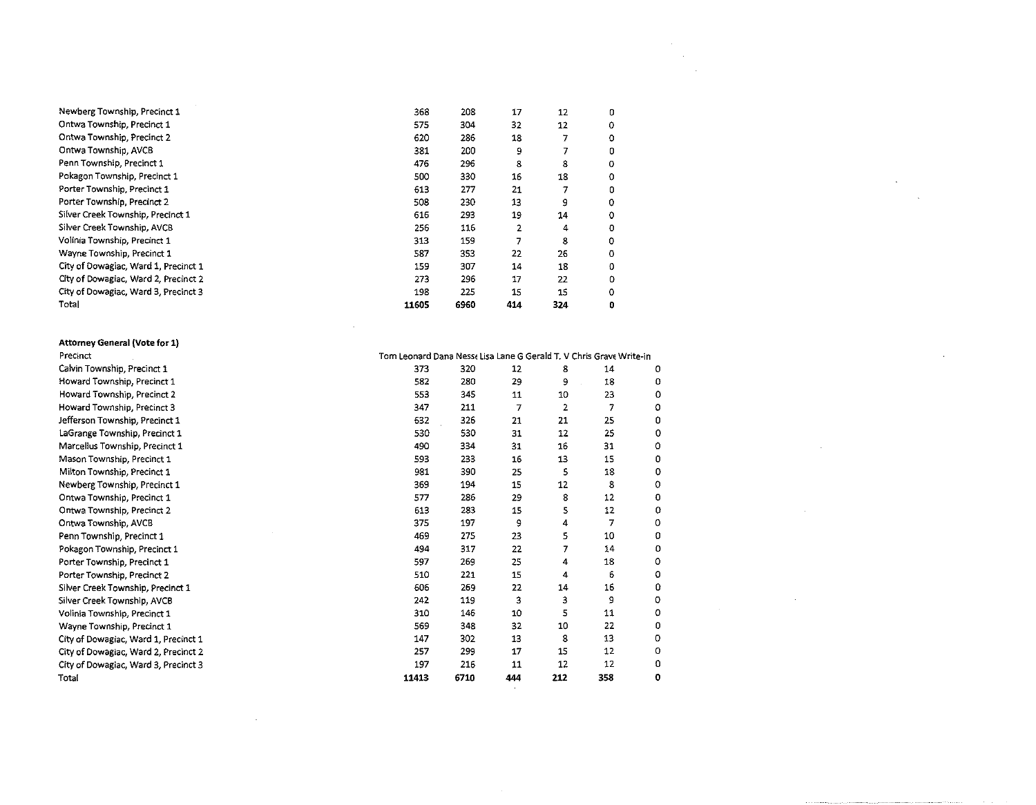| | | | | | |
|---|---|---|---|---|---|
| Newberg Township, Precinct 1 | 368 | 208 | 17 | 12 | 0 |
| Ontwa Township, Precinct 1 | 575 | 304 | 32 | 12 | 0 |
| Ontwa Township, Precinct 2 | 620 | 286 | 18 | 7 | 0 |
| Ontwa Township, AVCB | 381 | 200 | 9 | 7 | 0 |
| Penn Township, Precinct 1 | 476 | 296 | 8 | 8 | 0 |
| Pokagon Township, Precinct 1 | 500 | 330 | 16 | 18 | 0 |
| Porter Township, Precinct 1 | 613 | 277 | 21 | 7 | 0 |
| Porter Township, Precinct 2 | 508 | 230 | 13 | 9 | 0 |
| Silver Creek Township, Precinct 1 | 616 | 293 | 19 | 14 | 0 |
| Silver Creek Township, AVCB | 256 | 116 | 2 | 4 | 0 |
| Volinia Township, Precinct 1 | 313 | 159 | 7 | 8 | 0 |
| Wayne Township, Precinct 1 | 587 | 353 | 22 | 26 | 0 |
| City of Dowagiac, Ward 1, Precinct 1 | 159 | 307 | 14 | 18 | 0 |
| City of Dowagiac, Ward 2, Precinct 2 | 273 | 296 | 17 | 22 | 0 |
| City of Dowagiac, Ward 3, Precinct 3 | 198 | 225 | 15 | 15 | 0 |
| Total | **11605** | **6960** | **414** | **324** | **0** |

**Attorney General (Vote for 1)**

| Precinct | Tom Leonard | Dana Nesse | Lisa Lane G | Gerald T. V | Chris Grave | Write-in |
|---|---|---|---|---|---|---|
| Calvin Township, Precinct 1 | 373 | 320 | 12 | 8 | 14 | 0 |
| Howard Township, Precinct 1 | 582 | 280 | 29 | 9 | 18 | 0 |
| Howard Township, Precinct 2 | 553 | 345 | 11 | 10 | 23 | 0 |
| Howard Township, Precinct 3 | 347 | 211 | 7 | 2 | 7 | 0 |
| Jefferson Township, Precinct 1 | 632 | 326 | 21 | 21 | 25 | 0 |
| LaGrange Township, Precinct 1 | 530 | 530 | 31 | 12 | 25 | 0 |
| Marcellus Township, Precinct 1 | 490 | 334 | 31 | 16 | 31 | 0 |
| Mason Township, Precinct 1 | 593 | 233 | 16 | 13 | 15 | 0 |
| Milton Township, Precinct 1 | 981 | 390 | 25 | 5 | 18 | 0 |
| Newberg Township, Precinct 1 | 369 | 194 | 15 | 12 | 8 | 0 |
| Ontwa Township, Precinct 1 | 577 | 286 | 29 | 8 | 12 | 0 |
| Ontwa Township, Precinct 2 | 613 | 283 | 15 | 5 | 12 | 0 |
| Ontwa Township, AVCB | 375 | 197 | 9 | 4 | 7 | 0 |
| Penn Township, Precinct 1 | 469 | 275 | 23 | 5 | 10 | 0 |
| Pokagon Township, Precinct 1 | 494 | 317 | 22 | 7 | 14 | 0 |
| Porter Township, Precinct 1 | 597 | 269 | 25 | 4 | 18 | 0 |
| Porter Township, Precinct 2 | 510 | 221 | 15 | 4 | 6 | 0 |
| Silver Creek Township, Precinct 1 | 606 | 269 | 22 | 14 | 16 | 0 |
| Silver Creek Township, AVCB | 242 | 119 | 3 | 3 | 9 | 0 |
| Volinia Township, Precinct 1 | 310 | 146 | 10 | 5 | 11 | 0 |
| Wayne Township, Precinct 1 | 569 | 348 | 32 | 10 | 22 | 0 |
| City of Dowagiac, Ward 1, Precinct 1 | 147 | 302 | 13 | 8 | 13 | 0 |
| City of Dowagiac, Ward 2, Precinct 2 | 257 | 299 | 17 | 15 | 12 | 0 |
| City of Dowagiac, Ward 3, Precinct 3 | 197 | 216 | 11 | 12 | 12 | 0 |
| Total | **11413** | **6710** | **444** | **212** | **358** | **0** |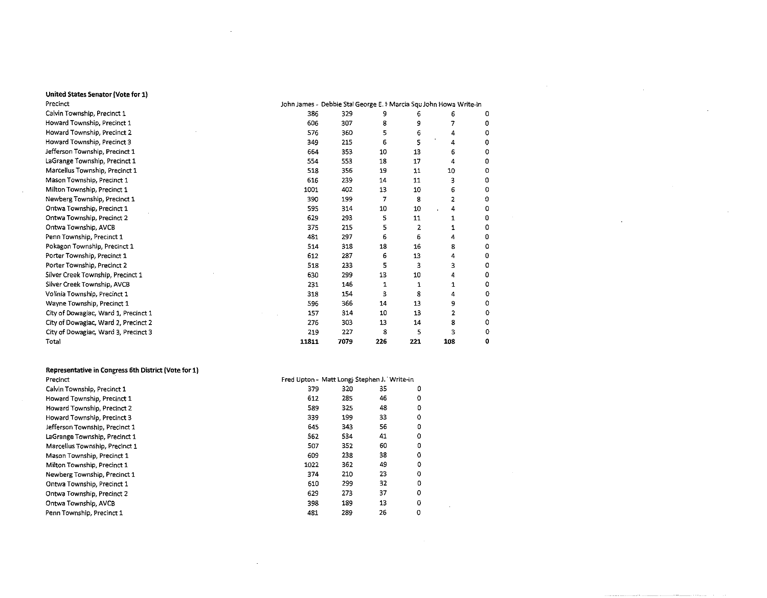**United States Senator (Vote for 1)**

| Precinct | John James - | Debbie Sta | George E. I | Marcia Squ | John Howa | Write-in |
|---|---|---|---|---|---|---|
| Calvin Township, Precinct 1 | 386 | 329 | 9 | 6 | 6 | 0 |
| Howard Township, Precinct 1 | 606 | 307 | 8 | 9 | 7 | 0 |
| Howard Township, Precinct 2 | 576 | 360 | 5 | 6 | 4 | 0 |
| Howard Township, Precinct 3 | 349 | 215 | 6 | 5 | 4 | 0 |
| Jefferson Township, Precinct 1 | 664 | 353 | 10 | 13 | 6 | 0 |
| LaGrange Township, Precinct 1 | 554 | 553 | 18 | 17 | 4 | 0 |
| Marcellus Township, Precinct 1 | 518 | 356 | 19 | 11 | 10 | 0 |
| Mason Township, Precinct 1 | 616 | 239 | 14 | 11 | 3 | 0 |
| Milton Township, Precinct 1 | 1001 | 402 | 13 | 10 | 6 | 0 |
| Newberg Township, Precinct 1 | 390 | 199 | 7 | 8 | 2 | 0 |
| Ontwa Township, Precinct 1 | 595 | 314 | 10 | 10 | 4 | 0 |
| Ontwa Township, Precinct 2 | 629 | 293 | 5 | 11 | 1 | 0 |
| Ontwa Township, AVCB | 375 | 215 | 5 | 2 | 1 | 0 |
| Penn Township, Precinct 1 | 481 | 297 | 6 | 6 | 4 | 0 |
| Pokagon Township, Precinct 1 | 514 | 318 | 18 | 16 | 8 | 0 |
| Porter Township, Precinct 1 | 612 | 287 | 6 | 13 | 4 | 0 |
| Porter Township, Precinct 2 | 518 | 233 | 5 | 3 | 3 | 0 |
| Silver Creek Township, Precinct 1 | 630 | 299 | 13 | 10 | 4 | 0 |
| Silver Creek Township, AVCB | 231 | 146 | 1 | 1 | 1 | 0 |
| Volinia Township, Precinct 1 | 318 | 154 | 3 | 8 | 4 | 0 |
| Wayne Township, Precinct 1 | 596 | 366 | 14 | 13 | 9 | 0 |
| City of Dowagiac, Ward 1, Precinct 1 | 157 | 314 | 10 | 13 | 2 | 0 |
| City of Dowagiac, Ward 2, Precinct 2 | 276 | 303 | 13 | 14 | 8 | 0 |
| City of Dowagiac, Ward 3, Precinct 3 | 219 | 227 | 8 | 5 | 3 | 0 |
| Total | **11811** | **7079** | **226** | **221** | **108** | **0** |

**Representative in Congress 6th District (Vote for 1)**

| Precinct | Fred Upton - | Matt Longj | Stephen J. | Write-in |
|---|---|---|---|---|
| Calvin Township, Precinct 1 | 379 | 320 | 35 | 0 |
| Howard Township, Precinct 1 | 612 | 285 | 46 | 0 |
| Howard Township, Precinct 2 | 589 | 325 | 48 | 0 |
| Howard Township, Precinct 3 | 339 | 199 | 33 | 0 |
| Jefferson Township, Precinct 1 | 645 | 343 | 56 | 0 |
| LaGrange Township, Precinct 1 | 562 | 534 | 41 | 0 |
| Marcellus Township, Precinct 1 | 507 | 352 | 60 | 0 |
| Mason Township, Precinct 1 | 609 | 238 | 38 | 0 |
| Milton Township, Precinct 1 | 1022 | 362 | 49 | 0 |
| Newberg Township, Precinct 1 | 374 | 210 | 23 | 0 |
| Ontwa Township, Precinct 1 | 610 | 299 | 32 | 0 |
| Ontwa Township, Precinct 2 | 629 | 273 | 37 | 0 |
| Ontwa Township, AVCB | 398 | 189 | 13 | 0 |
| Penn Township, Precinct 1 | 481 | 289 | 26 | 0 |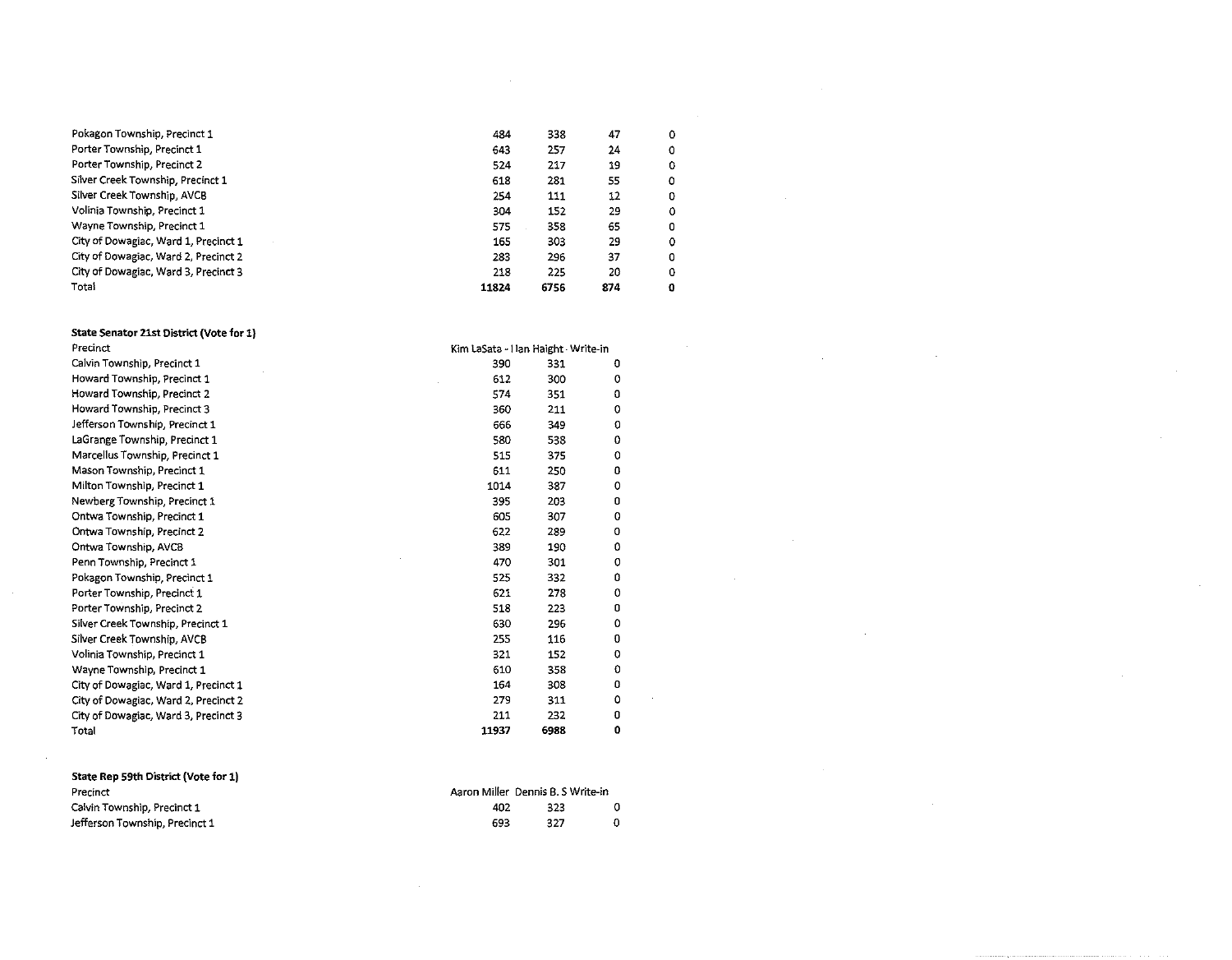| | | | | |
|---|---|---|---|---|
| Pokagon Township, Precinct 1 | 484 | 338 | 47 | 0 |
| Porter Township, Precinct 1 | 643 | 257 | 24 | 0 |
| Porter Township, Precinct 2 | 524 | 217 | 19 | 0 |
| Silver Creek Township, Precinct 1 | 618 | 281 | 55 | 0 |
| Silver Creek Township, AVCB | 254 | 111 | 12 | 0 |
| Volinia Township, Precinct 1 | 304 | 152 | 29 | 0 |
| Wayne Township, Precinct 1 | 575 | 358 | 65 | 0 |
| City of Dowagiac, Ward 1, Precinct 1 | 165 | 303 | 29 | 0 |
| City of Dowagiac, Ward 2, Precinct 2 | 283 | 296 | 37 | 0 |
| City of Dowagiac, Ward 3, Precinct 3 | 218 | 225 | 20 | 0 |
| Total | **11824** | **6756** | **874** | **0** |

**State Senator 21st District (Vote for 1)**

| Precinct | Kim LaSata - | Ian Haight | Write-in |
|---|---|---|---|
| Calvin Township, Precinct 1 | 390 | 331 | 0 |
| Howard Township, Precinct 1 | 612 | 300 | 0 |
| Howard Township, Precinct 2 | 574 | 351 | 0 |
| Howard Township, Precinct 3 | 360 | 211 | 0 |
| Jefferson Township, Precinct 1 | 666 | 349 | 0 |
| LaGrange Township, Precinct 1 | 580 | 538 | 0 |
| Marcellus Township, Precinct 1 | 515 | 375 | 0 |
| Mason Township, Precinct 1 | 611 | 250 | 0 |
| Milton Township, Precinct 1 | 1014 | 387 | 0 |
| Newberg Township, Precinct 1 | 395 | 203 | 0 |
| Ontwa Township, Precinct 1 | 605 | 307 | 0 |
| Ontwa Township, Precinct 2 | 622 | 289 | 0 |
| Ontwa Township, AVCB | 389 | 190 | 0 |
| Penn Township, Precinct 1 | 470 | 301 | 0 |
| Pokagon Township, Precinct 1 | 525 | 332 | 0 |
| Porter Township, Precinct 1 | 621 | 278 | 0 |
| Porter Township, Precinct 2 | 518 | 223 | 0 |
| Silver Creek Township, Precinct 1 | 630 | 296 | 0 |
| Silver Creek Township, AVCB | 255 | 116 | 0 |
| Volinia Township, Precinct 1 | 321 | 152 | 0 |
| Wayne Township, Precinct 1 | 610 | 358 | 0 |
| City of Dowagiac, Ward 1, Precinct 1 | 164 | 308 | 0 |
| City of Dowagiac, Ward 2, Precinct 2 | 279 | 311 | 0 |
| City of Dowagiac, Ward 3, Precinct 3 | 211 | 232 | 0 |
| Total | **11937** | **6988** | **0** |

**State Rep 59th District (Vote for 1)**

| Precinct | Aaron Miller | Dennis B. S | Write-in |
|---|---|---|---|
| Calvin Township, Precinct 1 | 402 | 323 | 0 |
| Jefferson Township, Precinct 1 | 693 | 327 | 0 |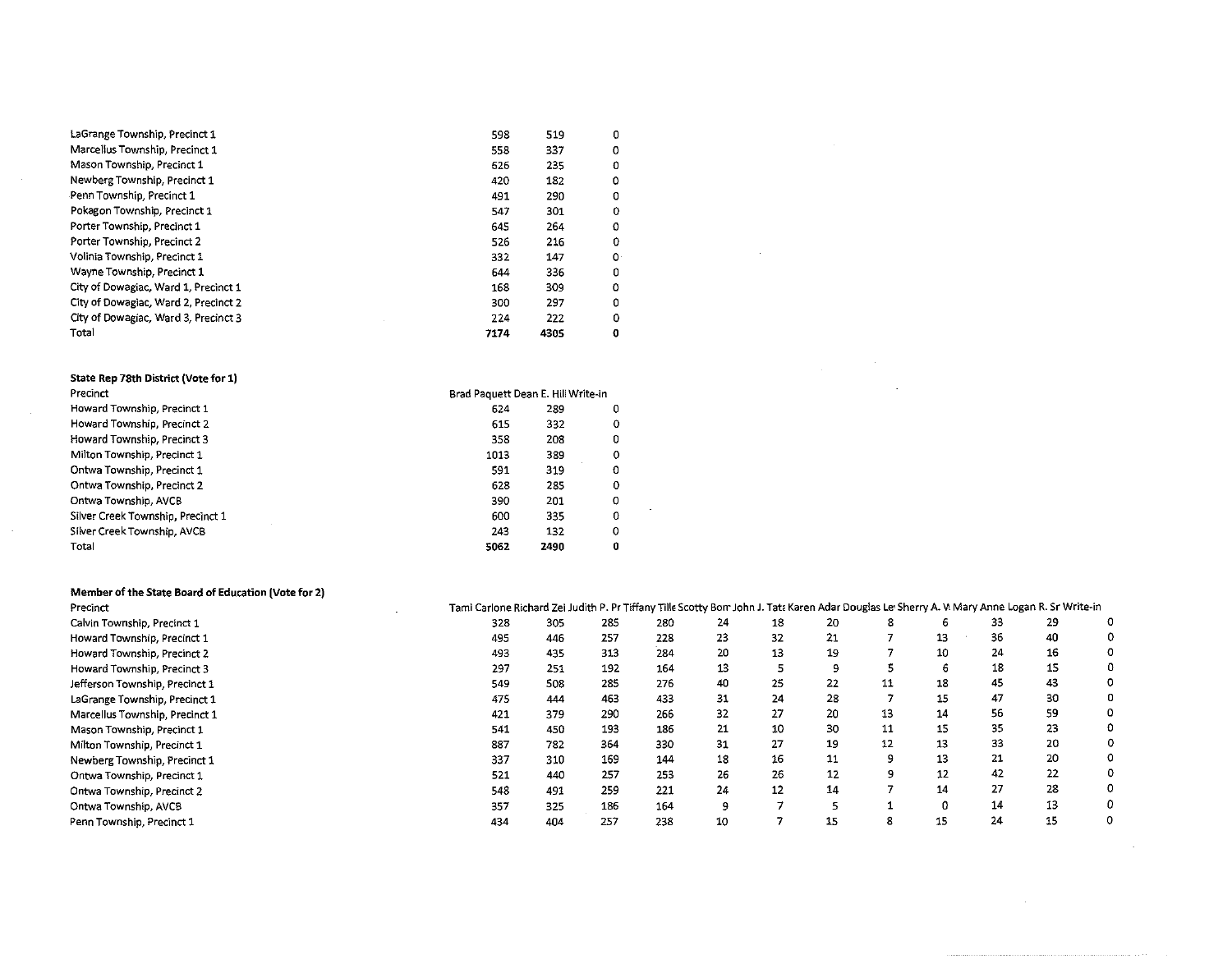| | | | |
|---|---|---|---|
| LaGrange Township, Precinct 1 | 598 | 519 | 0 |
| Marcellus Township, Precinct 1 | 558 | 337 | 0 |
| Mason Township, Precinct 1 | 626 | 235 | 0 |
| Newberg Township, Precinct 1 | 420 | 182 | 0 |
| Penn Township, Precinct 1 | 491 | 290 | 0 |
| Pokagon Township, Precinct 1 | 547 | 301 | 0 |
| Porter Township, Precinct 1 | 645 | 264 | 0 |
| Porter Township, Precinct 2 | 526 | 216 | 0 |
| Volinia Township, Precinct 1 | 332 | 147 | 0 |
| Wayne Township, Precinct 1 | 644 | 336 | 0 |
| City of Dowagiac, Ward 1, Precinct 1 | 168 | 309 | 0 |
| City of Dowagiac, Ward 2, Precinct 2 | 300 | 297 | 0 |
| City of Dowagiac, Ward 3, Precinct 3 | 224 | 222 | 0 |
| Total | **7174** | **4305** | **0** |

**State Rep 78th District (Vote for 1)**

| Precinct | Brad Paquett | Dean E. Hill | Write-in |
|---|---|---|---|
| Howard Township, Precinct 1 | 624 | 289 | 0 |
| Howard Township, Precinct 2 | 615 | 332 | 0 |
| Howard Township, Precinct 3 | 358 | 208 | 0 |
| Milton Township, Precinct 1 | 1013 | 389 | 0 |
| Ontwa Township, Precinct 1 | 591 | 319 | 0 |
| Ontwa Township, Precinct 2 | 628 | 285 | 0 |
| Ontwa Township, AVCB | 390 | 201 | 0 |
| Silver Creek Township, Precinct 1 | 600 | 335 | 0 |
| Silver Creek Township, AVCB | 243 | 132 | 0 |
| Total | **5062** | **2490** | **0** |

**Member of the State Board of Education (Vote for 2)**

| Precinct | Tami Carlone | Richard Zei | Judith P. Pr | Tiffany Tille | Scotty Borr | John J. Tat | Karen Adar | Douglas Le | Sherry A. W | Mary Anne | Logan R. Sr | Write-in |
|---|---|---|---|---|---|---|---|---|---|---|---|---|
| Calvin Township, Precinct 1 | 328 | 305 | 285 | 280 | 24 | 18 | 20 | 8 | 6 | 33 | 29 | 0 |
| Howard Township, Precinct 1 | 495 | 446 | 257 | 228 | 23 | 32 | 21 | 7 | 13 | 36 | 40 | 0 |
| Howard Township, Precinct 2 | 493 | 435 | 313 | 284 | 20 | 13 | 19 | 7 | 10 | 24 | 16 | 0 |
| Howard Township, Precinct 3 | 297 | 251 | 192 | 164 | 13 | 5 | 9 | 5 | 6 | 18 | 15 | 0 |
| Jefferson Township, Precinct 1 | 549 | 508 | 285 | 276 | 40 | 25 | 22 | 11 | 18 | 45 | 43 | 0 |
| LaGrange Township, Precinct 1 | 475 | 444 | 463 | 433 | 31 | 24 | 28 | 7 | 15 | 47 | 30 | 0 |
| Marcellus Township, Precinct 1 | 421 | 379 | 290 | 266 | 32 | 27 | 20 | 13 | 14 | 56 | 59 | 0 |
| Mason Township, Precinct 1 | 541 | 450 | 193 | 186 | 21 | 10 | 30 | 11 | 15 | 35 | 23 | 0 |
| Milton Township, Precinct 1 | 887 | 782 | 364 | 330 | 31 | 27 | 19 | 12 | 13 | 33 | 20 | 0 |
| Newberg Township, Precinct 1 | 337 | 310 | 169 | 144 | 18 | 16 | 11 | 9 | 13 | 21 | 20 | 0 |
| Ontwa Township, Precinct 1 | 521 | 440 | 257 | 253 | 26 | 26 | 12 | 9 | 12 | 42 | 22 | 0 |
| Ontwa Township, Precinct 2 | 548 | 491 | 259 | 221 | 24 | 12 | 14 | 7 | 14 | 27 | 28 | 0 |
| Ontwa Township, AVCB | 357 | 325 | 186 | 164 | 9 | 7 | 5 | 1 | 0 | 14 | 13 | 0 |
| Penn Township, Precinct 1 | 434 | 404 | 257 | 238 | 10 | 7 | 15 | 8 | 15 | 24 | 15 | 0 |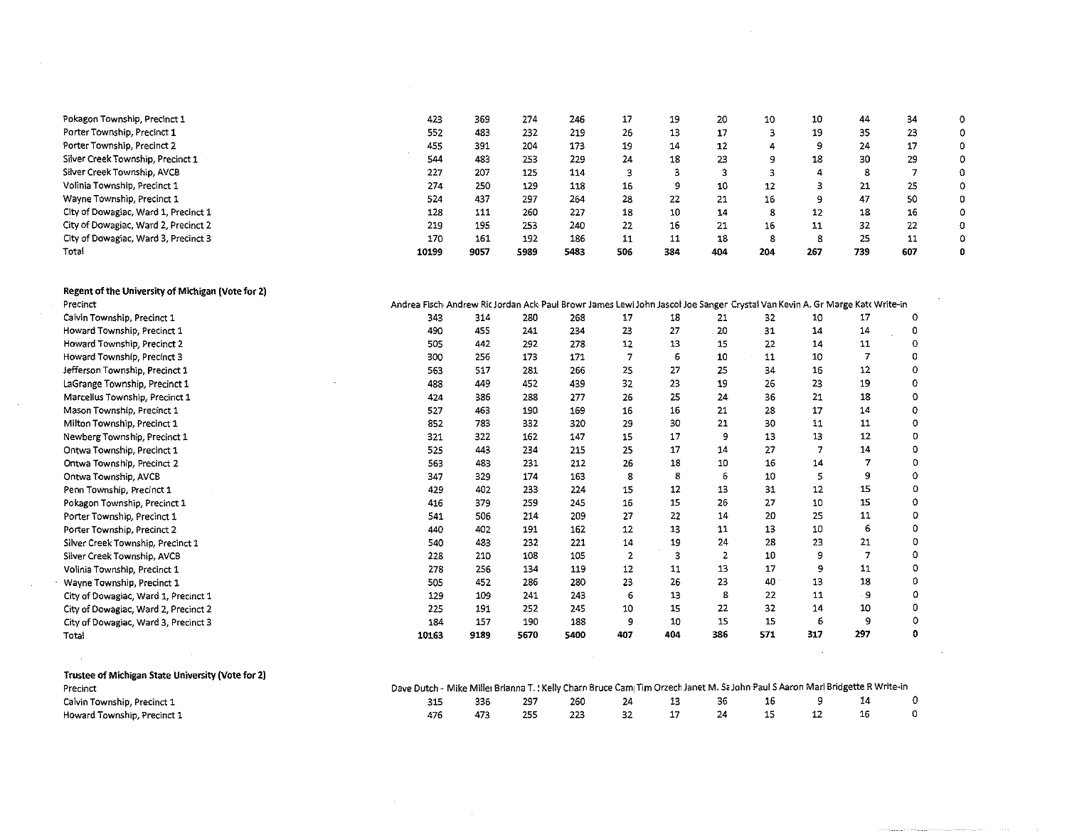| | | | | | | | | | | | | |
|---|---|---|---|---|---|---|---|---|---|---|---|---|
| Pokagon Township, Precinct 1 | 423 | 369 | 274 | 246 | 17 | 19 | 20 | 10 | 10 | 44 | 34 | 0 |
| Porter Township, Precinct 1 | 552 | 483 | 232 | 219 | 26 | 13 | 17 | 3 | 19 | 35 | 23 | 0 |
| Porter Township, Precinct 2 | 455 | 391 | 204 | 173 | 19 | 14 | 12 | 4 | 9 | 24 | 17 | 0 |
| Silver Creek Township, Precinct 1 | 544 | 483 | 253 | 229 | 24 | 18 | 23 | 9 | 18 | 30 | 29 | 0 |
| Silver Creek Township, AVCB | 227 | 207 | 125 | 114 | 3 | 3 | 3 | 3 | 4 | 8 | 7 | 0 |
| Volinia Township, Precinct 1 | 274 | 250 | 129 | 118 | 16 | 9 | 10 | 12 | 3 | 21 | 25 | 0 |
| Wayne Township, Precinct 1 | 524 | 437 | 297 | 264 | 28 | 22 | 21 | 16 | 9 | 47 | 50 | 0 |
| City of Dowagiac, Ward 1, Precinct 1 | 128 | 111 | 260 | 227 | 18 | 10 | 14 | 8 | 12 | 18 | 16 | 0 |
| City of Dowagiac, Ward 2, Precinct 2 | 219 | 195 | 253 | 240 | 22 | 16 | 21 | 16 | 11 | 32 | 22 | 0 |
| City of Dowagiac, Ward 3, Precinct 3 | 170 | 161 | 192 | 186 | 11 | 11 | 18 | 8 | 8 | 25 | 11 | 0 |
| Total | **10199** | **9057** | **5989** | **5483** | **506** | **384** | **404** | **204** | **267** | **739** | **607** | **0** |

**Regent of the University of Michigan (Vote for 2)**

| Precinct | Andrea Fisch | Andrew Ric | Jordan Ack | Paul Browr | James Lewi | John Jascol | Joe Sanger | Crystal Van | Kevin A. Gr | Marge Katc | Write-in |
|---|---|---|---|---|---|---|---|---|---|---|---|
| Calvin Township, Precinct 1 | 343 | 314 | 280 | 268 | 17 | 18 | 21 | 32 | 10 | 17 | 0 |
| Howard Township, Precinct 1 | 490 | 455 | 241 | 234 | 23 | 27 | 20 | 31 | 14 | 14 | 0 |
| Howard Township, Precinct 2 | 505 | 442 | 292 | 278 | 12 | 13 | 15 | 22 | 14 | 11 | 0 |
| Howard Township, Precinct 3 | 300 | 256 | 173 | 171 | 7 | 6 | 10 | 11 | 10 | 7 | 0 |
| Jefferson Township, Precinct 1 | 563 | 517 | 281 | 266 | 25 | 27 | 25 | 34 | 16 | 12 | 0 |
| LaGrange Township, Precinct 1 | 488 | 449 | 452 | 439 | 32 | 23 | 19 | 26 | 23 | 19 | 0 |
| Marcellus Township, Precinct 1 | 424 | 386 | 288 | 277 | 26 | 25 | 24 | 36 | 21 | 18 | 0 |
| Mason Township, Precinct 1 | 527 | 463 | 190 | 169 | 16 | 16 | 21 | 28 | 17 | 14 | 0 |
| Milton Township, Precinct 1 | 852 | 783 | 332 | 320 | 29 | 30 | 21 | 30 | 11 | 11 | 0 |
| Newberg Township, Precinct 1 | 321 | 322 | 162 | 147 | 15 | 17 | 9 | 13 | 13 | 12 | 0 |
| Ontwa Township, Precinct 1 | 525 | 443 | 234 | 215 | 25 | 17 | 14 | 27 | 7 | 14 | 0 |
| Ontwa Township, Precinct 2 | 563 | 483 | 231 | 212 | 26 | 18 | 10 | 16 | 14 | 7 | 0 |
| Ontwa Township, AVCB | 347 | 329 | 174 | 163 | 8 | 8 | 6 | 10 | 5 | 9 | 0 |
| Penn Township, Precinct 1 | 429 | 402 | 233 | 224 | 15 | 12 | 13 | 31 | 12 | 15 | 0 |
| Pokagon Township, Precinct 1 | 416 | 379 | 259 | 245 | 16 | 15 | 26 | 27 | 10 | 15 | 0 |
| Porter Township, Precinct 1 | 541 | 506 | 214 | 209 | 27 | 22 | 14 | 20 | 25 | 11 | 0 |
| Porter Township, Precinct 2 | 440 | 402 | 191 | 162 | 12 | 13 | 11 | 13 | 10 | 6 | 0 |
| Silver Creek Township, Precinct 1 | 540 | 483 | 232 | 221 | 14 | 19 | 24 | 28 | 23 | 21 | 0 |
| Silver Creek Township, AVCB | 228 | 210 | 108 | 105 | 2 | 3 | 2 | 10 | 9 | 7 | 0 |
| Volinia Township, Precinct 1 | 278 | 256 | 134 | 119 | 12 | 11 | 13 | 17 | 9 | 11 | 0 |
| Wayne Township, Precinct 1 | 505 | 452 | 286 | 280 | 23 | 26 | 23 | 40 | 13 | 18 | 0 |
| City of Dowagiac, Ward 1, Precinct 1 | 129 | 109 | 241 | 243 | 6 | 13 | 8 | 22 | 11 | 9 | 0 |
| City of Dowagiac, Ward 2, Precinct 2 | 225 | 191 | 252 | 245 | 10 | 15 | 22 | 32 | 14 | 10 | 0 |
| City of Dowagiac, Ward 3, Precinct 3 | 184 | 157 | 190 | 188 | 9 | 10 | 15 | 15 | 6 | 9 | 0 |
| Total | **10163** | **9189** | **5670** | **5400** | **407** | **404** | **386** | **571** | **317** | **297** | **0** |

**Trustee of Michigan State University (Vote for 2)**

| Precinct | Dave Dutch - | Mike Miller | Brianna T. : | Kelly Charn | Bruce Cam | Tim Orzech | Janet M. Sa | John Paul S | Aaron Mari | Bridgette R | Write-in |
|---|---|---|---|---|---|---|---|---|---|---|---|
| Calvin Township, Precinct 1 | 315 | 336 | 297 | 260 | 24 | 13 | 36 | 16 | 9 | 14 | 0 |
| Howard Township, Precinct 1 | 476 | 473 | 255 | 223 | 32 | 17 | 24 | 15 | 12 | 16 | 0 |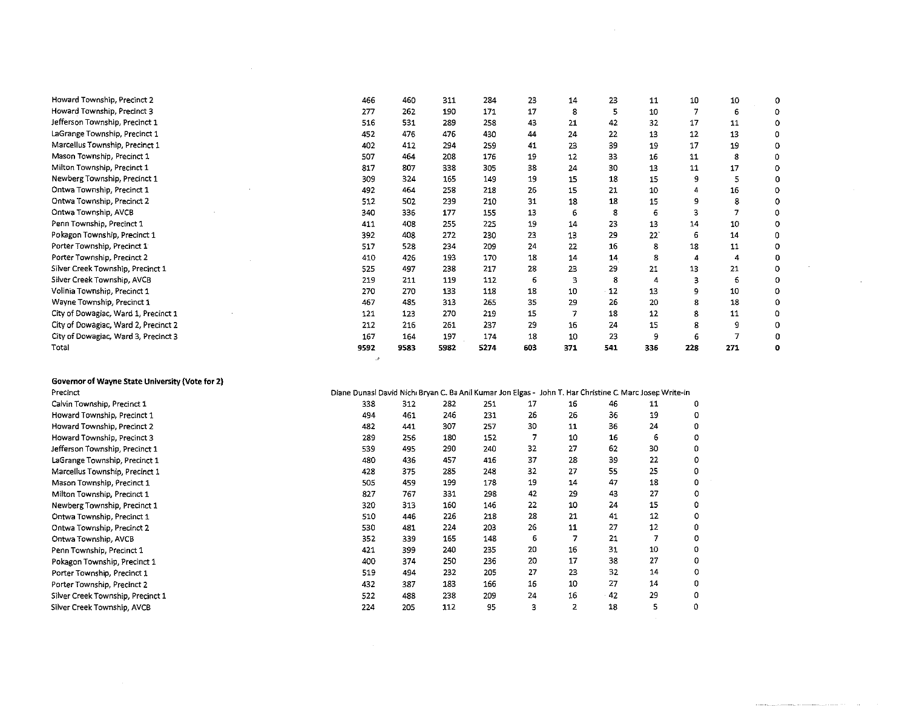| | | | | | | | | | | | |
|---|---|---|---|---|---|---|---|---|---|---|---|
| Howard Township, Precinct 2 | 466 | 460 | 311 | 284 | 23 | 14 | 23 | 11 | 10 | 10 | 0 |
| Howard Township, Precinct 3 | 277 | 262 | 190 | 171 | 17 | 8 | 5 | 10 | 7 | 6 | 0 |
| Jefferson Township, Precinct 1 | 516 | 531 | 289 | 258 | 43 | 21 | 42 | 32 | 17 | 11 | 0 |
| LaGrange Township, Precinct 1 | 452 | 476 | 476 | 430 | 44 | 24 | 22 | 13 | 12 | 13 | 0 |
| Marcellus Township, Precinct 1 | 402 | 412 | 294 | 259 | 41 | 23 | 39 | 19 | 17 | 19 | 0 |
| Mason Township, Precinct 1 | 507 | 464 | 208 | 176 | 19 | 12 | 33 | 16 | 11 | 8 | 0 |
| Milton Township, Precinct 1 | 817 | 807 | 338 | 305 | 38 | 24 | 30 | 13 | 11 | 17 | 0 |
| Newberg Township, Precinct 1 | 309 | 324 | 165 | 149 | 19 | 15 | 18 | 15 | 9 | 5 | 0 |
| Ontwa Township, Precinct 1 | 492 | 464 | 258 | 218 | 26 | 15 | 21 | 10 | 4 | 16 | 0 |
| Ontwa Township, Precinct 2 | 512 | 502 | 239 | 210 | 31 | 18 | 18 | 15 | 9 | 8 | 0 |
| Ontwa Township, AVCB | 340 | 336 | 177 | 155 | 13 | 6 | 8 | 6 | 3 | 7 | 0 |
| Penn Township, Precinct 1 | 411 | 408 | 255 | 225 | 19 | 14 | 23 | 13 | 14 | 10 | 0 |
| Pokagon Township, Precinct 1 | 392 | 408 | 272 | 230 | 23 | 13 | 29 | 22 | 6 | 14 | 0 |
| Porter Township, Precinct 1 | 517 | 528 | 234 | 209 | 24 | 22 | 16 | 8 | 18 | 11 | 0 |
| Porter Township, Precinct 2 | 410 | 426 | 193 | 170 | 18 | 14 | 14 | 8 | 4 | 4 | 0 |
| Silver Creek Township, Precinct 1 | 525 | 497 | 238 | 217 | 28 | 23 | 29 | 21 | 13 | 21 | 0 |
| Silver Creek Township, AVCB | 219 | 211 | 119 | 112 | 6 | 3 | 8 | 4 | 3 | 6 | 0 |
| Volinia Township, Precinct 1 | 270 | 270 | 133 | 118 | 18 | 10 | 12 | 13 | 9 | 10 | 0 |
| Wayne Township, Precinct 1 | 467 | 485 | 313 | 265 | 35 | 29 | 26 | 20 | 8 | 18 | 0 |
| City of Dowagiac, Ward 1, Precinct 1 | 121 | 123 | 270 | 219 | 15 | 7 | 18 | 12 | 8 | 11 | 0 |
| City of Dowagiac, Ward 2, Precinct 2 | 212 | 216 | 261 | 237 | 29 | 16 | 24 | 15 | 8 | 9 | 0 |
| City of Dowagiac, Ward 3, Precinct 3 | 167 | 164 | 197 | 174 | 18 | 10 | 23 | 9 | 6 | 7 | 0 |
| Total | **9592** | **9583** | **5982** | **5274** | **603** | **371** | **541** | **336** | **228** | **271** | **0** |

**Governor of Wayne State University (Vote for 2)**

| Precinct | Diane Dunasl | David Nichi | Bryan C. Ba | Anil Kumar | Jon Elgas - | John T. Har | Christine C | Marc Josep | Write-in |
|---|---|---|---|---|---|---|---|---|---|
| Calvin Township, Precinct 1 | 338 | 312 | 282 | 251 | 17 | 16 | 46 | 11 | 0 |
| Howard Township, Precinct 1 | 494 | 461 | 246 | 231 | 26 | 26 | 36 | 19 | 0 |
| Howard Township, Precinct 2 | 482 | 441 | 307 | 257 | 30 | 11 | 36 | 24 | 0 |
| Howard Township, Precinct 3 | 289 | 256 | 180 | 152 | 7 | 10 | 16 | 6 | 0 |
| Jefferson Township, Precinct 1 | 539 | 495 | 290 | 240 | 32 | 27 | 62 | 30 | 0 |
| LaGrange Township, Precinct 1 | 480 | 436 | 457 | 416 | 37 | 28 | 39 | 22 | 0 |
| Marcellus Township, Precinct 1 | 428 | 375 | 285 | 248 | 32 | 27 | 55 | 25 | 0 |
| Mason Township, Precinct 1 | 505 | 459 | 199 | 178 | 19 | 14 | 47 | 18 | 0 |
| Milton Township, Precinct 1 | 827 | 767 | 331 | 298 | 42 | 29 | 43 | 27 | 0 |
| Newberg Township, Precinct 1 | 320 | 313 | 160 | 146 | 22 | 10 | 24 | 15 | 0 |
| Ontwa Township, Precinct 1 | 510 | 446 | 226 | 218 | 28 | 21 | 41 | 12 | 0 |
| Ontwa Township, Precinct 2 | 530 | 481 | 224 | 203 | 26 | 11 | 27 | 12 | 0 |
| Ontwa Township, AVCB | 352 | 339 | 165 | 148 | 6 | 7 | 21 | 7 | 0 |
| Penn Township, Precinct 1 | 421 | 399 | 240 | 235 | 20 | 16 | 31 | 10 | 0 |
| Pokagon Township, Precinct 1 | 400 | 374 | 250 | 236 | 20 | 17 | 38 | 27 | 0 |
| Porter Township, Precinct 1 | 519 | 494 | 232 | 205 | 27 | 23 | 32 | 14 | 0 |
| Porter Township, Precinct 2 | 432 | 387 | 183 | 166 | 16 | 10 | 27 | 14 | 0 |
| Silver Creek Township, Precinct 1 | 522 | 488 | 238 | 209 | 24 | 16 | 42 | 29 | 0 |
| Silver Creek Township, AVCB | 224 | 205 | 112 | 95 | 3 | 2 | 18 | 5 | 0 |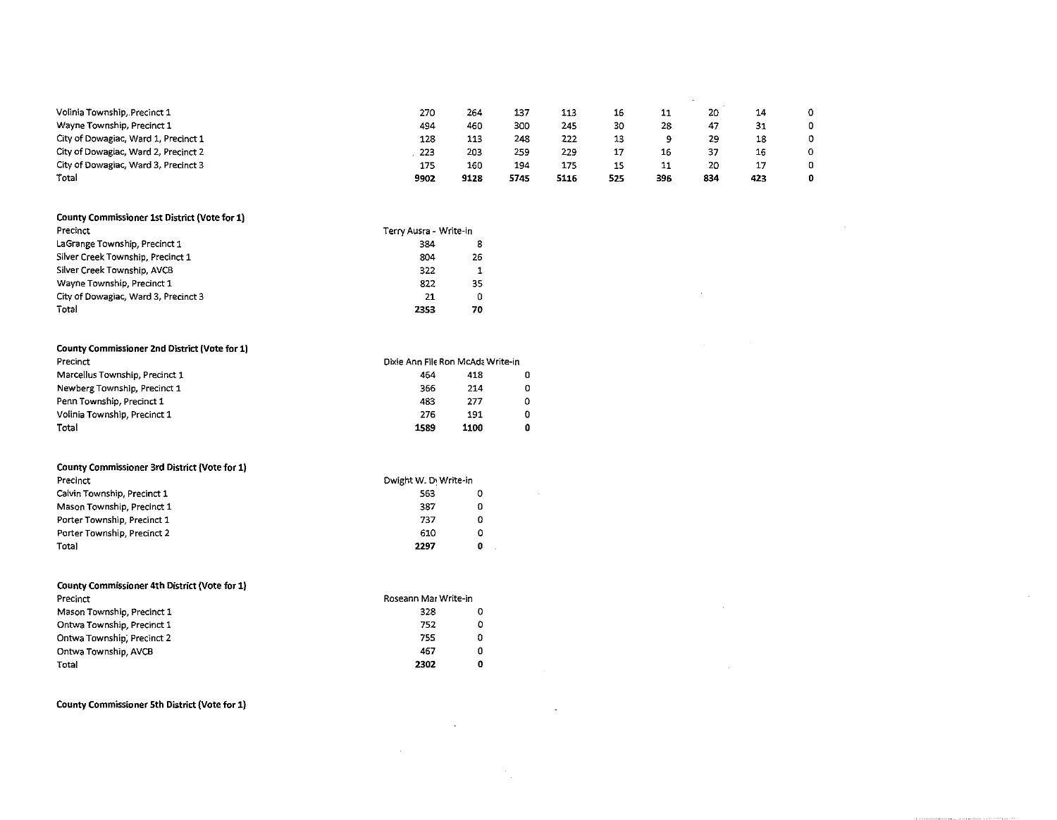| | | | | | | | | | |
|---|---|---|---|---|---|---|---|---|---|
| Volinia Township, Precinct 1 | 270 | 264 | 137 | 113 | 16 | 11 | 20 | 14 | 0 |
| Wayne Township, Precinct 1 | 494 | 460 | 300 | 245 | 30 | 28 | 47 | 31 | 0 |
| City of Dowagiac, Ward 1, Precinct 1 | 128 | 113 | 248 | 222 | 13 | 9 | 29 | 18 | 0 |
| City of Dowagiac, Ward 2, Precinct 2 | 223 | 203 | 259 | 229 | 17 | 16 | 37 | 16 | 0 |
| City of Dowagiac, Ward 3, Precinct 3 | 175 | 160 | 194 | 175 | 15 | 11 | 20 | 17 | 0 |
| Total | **9902** | **9128** | **5745** | **5116** | **525** | **396** | **834** | **423** | **0** |

**County Commissioner 1st District (Vote for 1)**

| Precinct | Terry Ausra - | Write-in |
|---|---|---|
| LaGrange Township, Precinct 1 | 384 | 8 |
| Silver Creek Township, Precinct 1 | 804 | 26 |
| Silver Creek Township, AVCB | 322 | 1 |
| Wayne Township, Precinct 1 | 822 | 35 |
| City of Dowagiac, Ward 3, Precinct 3 | 21 | 0 |
| Total | **2353** | **70** |

**County Commissioner 2nd District (Vote for 1)**

| Precinct | Dixie Ann File | Ron McAda | Write-in |
|---|---|---|---|
| Marcellus Township, Precinct 1 | 464 | 418 | 0 |
| Newberg Township, Precinct 1 | 366 | 214 | 0 |
| Penn Township, Precinct 1 | 483 | 277 | 0 |
| Volinia Township, Precinct 1 | 276 | 191 | 0 |
| Total | **1589** | **1100** | **0** |

**County Commissioner 3rd District (Vote for 1)**

| Precinct | Dwight W. D | Write-in |
|---|---|---|
| Calvin Township, Precinct 1 | 563 | 0 |
| Mason Township, Precinct 1 | 387 | 0 |
| Porter Township, Precinct 1 | 737 | 0 |
| Porter Township, Precinct 2 | 610 | 0 |
| Total | **2297** | **0** |

**County Commissioner 4th District (Vote for 1)**

| Precinct | Roseann Mar | Write-in |
|---|---|---|
| Mason Township, Precinct 1 | 328 | 0 |
| Ontwa Township, Precinct 1 | 752 | 0 |
| Ontwa Township, Precinct 2 | 755 | 0 |
| Ontwa Township, AVCB | 467 | 0 |
| Total | **2302** | **0** |

**County Commissioner 5th District (Vote for 1)**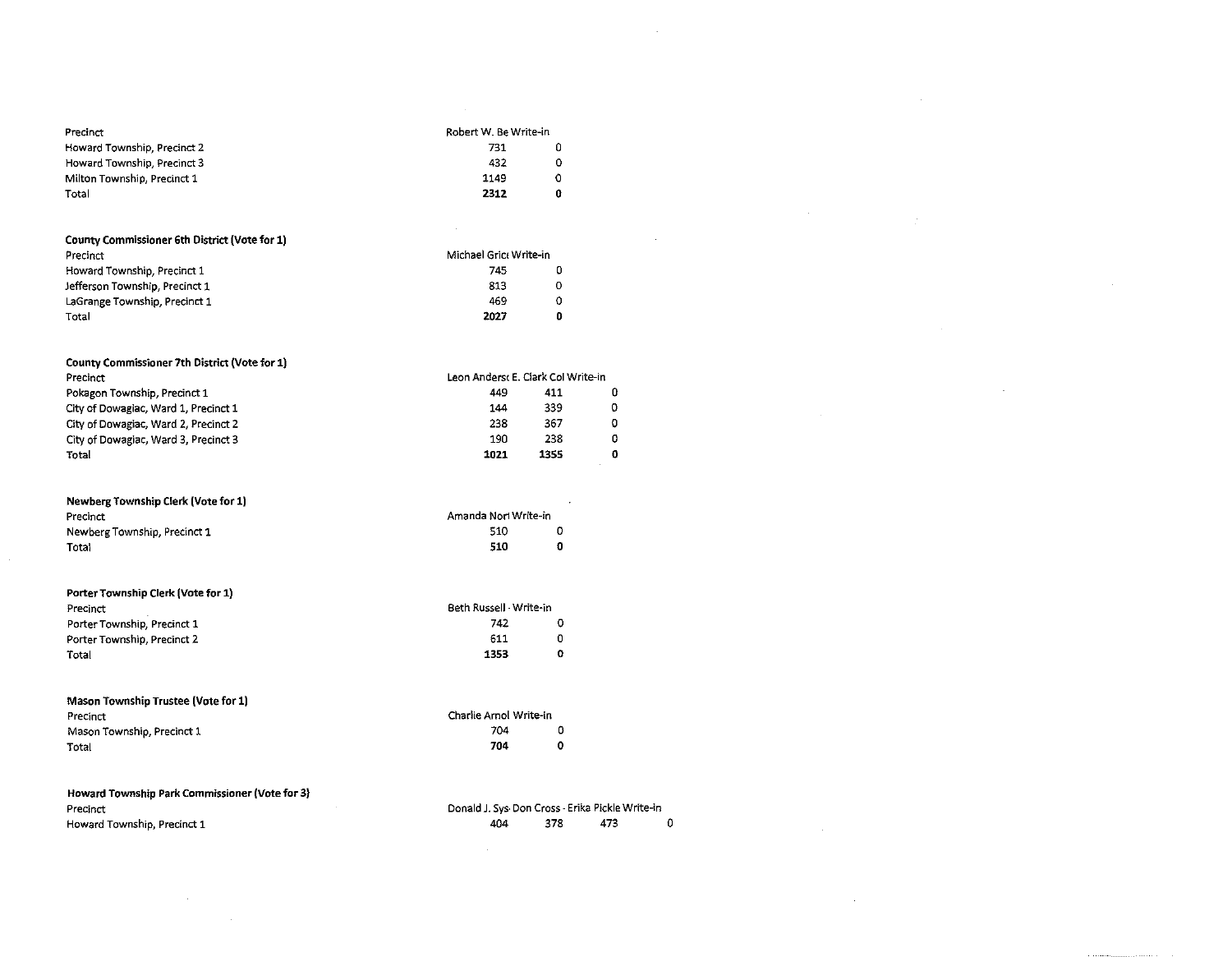| Precinct | Robert W. Be | Write-in |
|---|---|---|
| Howard Township, Precinct 2 | 731 | 0 |
| Howard Township, Precinct 3 | 432 | 0 |
| Milton Township, Precinct 1 | 1149 | 0 |
| Total | **2312** | **0** |

**County Commissioner 6th District (Vote for 1)**

| Precinct | Michael Grict | Write-in |
|---|---|---|
| Howard Township, Precinct 1 | 745 | 0 |
| Jefferson Township, Precinct 1 | 813 | 0 |
| LaGrange Township, Precinct 1 | 469 | 0 |
| Total | **2027** | **0** |

**County Commissioner 7th District (Vote for 1)**

| Precinct | Leon Anderso | E. Clark Col | Write-in |
|---|---|---|---|
| Pokagon Township, Precinct 1 | 449 | 411 | 0 |
| City of Dowagiac, Ward 1, Precinct 1 | 144 | 339 | 0 |
| City of Dowagiac, Ward 2, Precinct 2 | 238 | 367 | 0 |
| City of Dowagiac, Ward 3, Precinct 3 | 190 | 238 | 0 |
| Total | **1021** | **1355** | **0** |

**Newberg Township Clerk (Vote for 1)**

| Precinct | Amanda Nori | Write-in |
|---|---|---|
| Newberg Township, Precinct 1 | 510 | 0 |
| Total | **510** | **0** |

**Porter Township Clerk (Vote for 1)**

| Precinct | Beth Russell - | Write-in |
|---|---|---|
| Porter Township, Precinct 1 | 742 | 0 |
| Porter Township, Precinct 2 | 611 | 0 |
| Total | **1353** | **0** |

**Mason Township Trustee (Vote for 1)**

| Precinct | Charlie Arnol | Write-in |
|---|---|---|
| Mason Township, Precinct 1 | 704 | 0 |
| Total | **704** | **0** |

**Howard Township Park Commissioner (Vote for 3)**

| Precinct | Donald J. Sys- | Don Cross - | Erika Pickle | Write-in |
|---|---|---|---|---|
| Howard Township, Precinct 1 | 404 | 378 | 473 | 0 |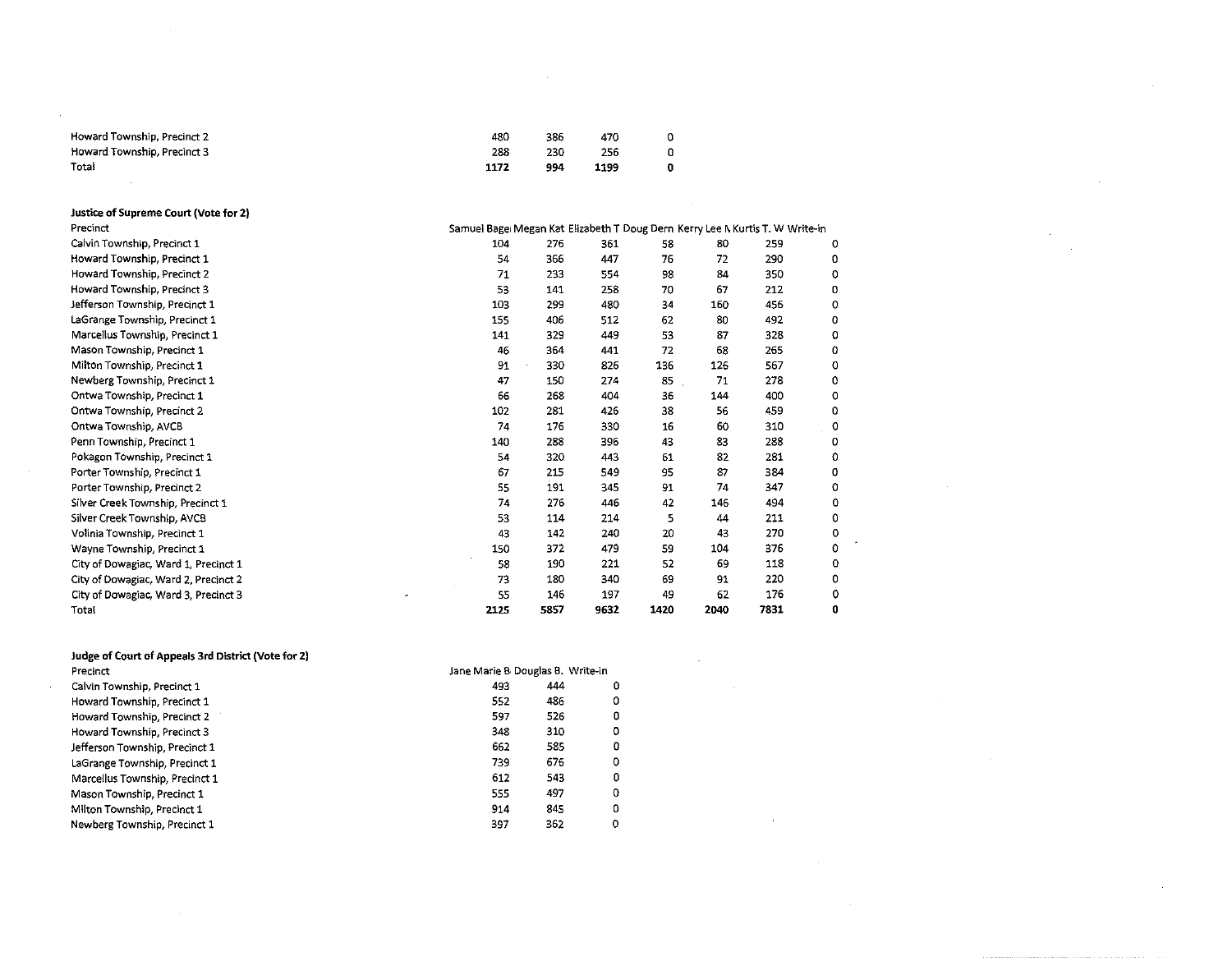| | | | | |
|---|---|---|---|---|
| Howard Township, Precinct 2 | 480 | 386 | 470 | 0 |
| Howard Township, Precinct 3 | 288 | 230 | 256 | 0 |
| Total | **1172** | **994** | **1199** | **0** |

**Justice of Supreme Court (Vote for 2)**

| Precinct | Samuel Bage | Megan Kat | Elizabeth T | Doug Dern | Kerry Lee N | Kurtis T. W | Write-in |
|---|---|---|---|---|---|---|---|
| Calvin Township, Precinct 1 | 104 | 276 | 361 | 58 | 80 | 259 | 0 |
| Howard Township, Precinct 1 | 54 | 366 | 447 | 76 | 72 | 290 | 0 |
| Howard Township, Precinct 2 | 71 | 233 | 554 | 98 | 84 | 350 | 0 |
| Howard Township, Precinct 3 | 53 | 141 | 258 | 70 | 67 | 212 | 0 |
| Jefferson Township, Precinct 1 | 103 | 299 | 480 | 34 | 160 | 456 | 0 |
| LaGrange Township, Precinct 1 | 155 | 406 | 512 | 62 | 80 | 492 | 0 |
| Marcellus Township, Precinct 1 | 141 | 329 | 449 | 53 | 87 | 328 | 0 |
| Mason Township, Precinct 1 | 46 | 364 | 441 | 72 | 68 | 265 | 0 |
| Milton Township, Precinct 1 | 91 | 330 | 826 | 136 | 126 | 567 | 0 |
| Newberg Township, Precinct 1 | 47 | 150 | 274 | 85 | 71 | 278 | 0 |
| Ontwa Township, Precinct 1 | 66 | 268 | 404 | 36 | 144 | 400 | 0 |
| Ontwa Township, Precinct 2 | 102 | 281 | 426 | 38 | 56 | 459 | 0 |
| Ontwa Township, AVCB | 74 | 176 | 330 | 16 | 60 | 310 | 0 |
| Penn Township, Precinct 1 | 140 | 288 | 396 | 43 | 83 | 288 | 0 |
| Pokagon Township, Precinct 1 | 54 | 320 | 443 | 61 | 82 | 281 | 0 |
| Porter Township, Precinct 1 | 67 | 215 | 549 | 95 | 87 | 384 | 0 |
| Porter Township, Precinct 2 | 55 | 191 | 345 | 91 | 74 | 347 | 0 |
| Silver Creek Township, Precinct 1 | 74 | 276 | 446 | 42 | 146 | 494 | 0 |
| Silver Creek Township, AVCB | 53 | 114 | 214 | 5 | 44 | 211 | 0 |
| Volinia Township, Precinct 1 | 43 | 142 | 240 | 20 | 43 | 270 | 0 |
| Wayne Township, Precinct 1 | 150 | 372 | 479 | 59 | 104 | 376 | 0 |
| City of Dowagiac, Ward 1, Precinct 1 | 58 | 190 | 221 | 52 | 69 | 118 | 0 |
| City of Dowagiac, Ward 2, Precinct 2 | 73 | 180 | 340 | 69 | 91 | 220 | 0 |
| City of Dowagiac, Ward 3, Precinct 3 | 55 | 146 | 197 | 49 | 62 | 176 | 0 |
| Total | **2125** | **5857** | **9632** | **1420** | **2040** | **7831** | **0** |

**Judge of Court of Appeals 3rd District (Vote for 2)**

| Precinct | Jane Marie B | Douglas B. | Write-in |
|---|---|---|---|
| Calvin Township, Precinct 1 | 493 | 444 | 0 |
| Howard Township, Precinct 1 | 552 | 486 | 0 |
| Howard Township, Precinct 2 | 597 | 526 | 0 |
| Howard Township, Precinct 3 | 348 | 310 | 0 |
| Jefferson Township, Precinct 1 | 662 | 585 | 0 |
| LaGrange Township, Precinct 1 | 739 | 676 | 0 |
| Marcellus Township, Precinct 1 | 612 | 543 | 0 |
| Mason Township, Precinct 1 | 555 | 497 | 0 |
| Milton Township, Precinct 1 | 914 | 845 | 0 |
| Newberg Township, Precinct 1 | 397 | 362 | 0 |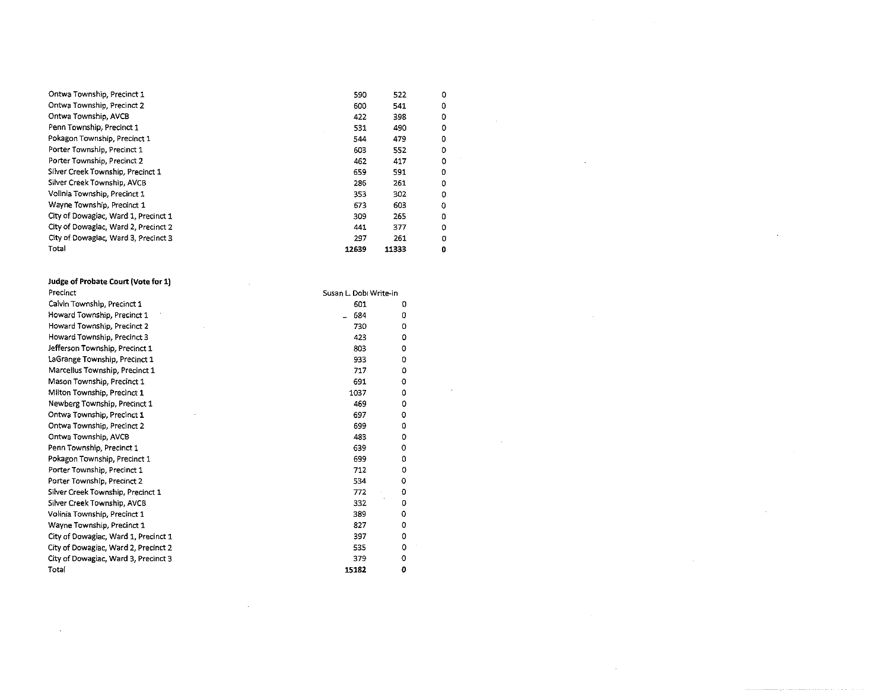| | | | |
|---|---|---|---|
| Ontwa Township, Precinct 1 | 590 | 522 | 0 |
| Ontwa Township, Precinct 2 | 600 | 541 | 0 |
| Ontwa Township, AVCB | 422 | 398 | 0 |
| Penn Township, Precinct 1 | 531 | 490 | 0 |
| Pokagon Township, Precinct 1 | 544 | 479 | 0 |
| Porter Township, Precinct 1 | 603 | 552 | 0 |
| Porter Township, Precinct 2 | 462 | 417 | 0 |
| Silver Creek Township, Precinct 1 | 659 | 591 | 0 |
| Silver Creek Township, AVCB | 286 | 261 | 0 |
| Volinia Township, Precinct 1 | 353 | 302 | 0 |
| Wayne Township, Precinct 1 | 673 | 603 | 0 |
| City of Dowagiac, Ward 1, Precinct 1 | 309 | 265 | 0 |
| City of Dowagiac, Ward 2, Precinct 2 | 441 | 377 | 0 |
| City of Dowagiac, Ward 3, Precinct 3 | 297 | 261 | 0 |
| Total | **12639** | **11333** | **0** |

**Judge of Probate Court (Vote for 1)**

| Precinct | Susan L. Dobi | Write-in |
|---|---|---|
| Calvin Township, Precinct 1 | 601 | 0 |
| Howard Township, Precinct 1 | 684 | 0 |
| Howard Township, Precinct 2 | 730 | 0 |
| Howard Township, Precinct 3 | 423 | 0 |
| Jefferson Township, Precinct 1 | 803 | 0 |
| LaGrange Township, Precinct 1 | 933 | 0 |
| Marcellus Township, Precinct 1 | 717 | 0 |
| Mason Township, Precinct 1 | 691 | 0 |
| Milton Township, Precinct 1 | 1037 | 0 |
| Newberg Township, Precinct 1 | 469 | 0 |
| Ontwa Township, Precinct 1 | 697 | 0 |
| Ontwa Township, Precinct 2 | 699 | 0 |
| Ontwa Township, AVCB | 483 | 0 |
| Penn Township, Precinct 1 | 639 | 0 |
| Pokagon Township, Precinct 1 | 699 | 0 |
| Porter Township, Precinct 1 | 712 | 0 |
| Porter Township, Precinct 2 | 534 | 0 |
| Silver Creek Township, Precinct 1 | 772 | 0 |
| Silver Creek Township, AVCB | 332 | 0 |
| Volinia Township, Precinct 1 | 389 | 0 |
| Wayne Township, Precinct 1 | 827 | 0 |
| City of Dowagiac, Ward 1, Precinct 1 | 397 | 0 |
| City of Dowagiac, Ward 2, Precinct 2 | 535 | 0 |
| City of Dowagiac, Ward 3, Precinct 3 | 379 | 0 |
| Total | **15182** | **0** |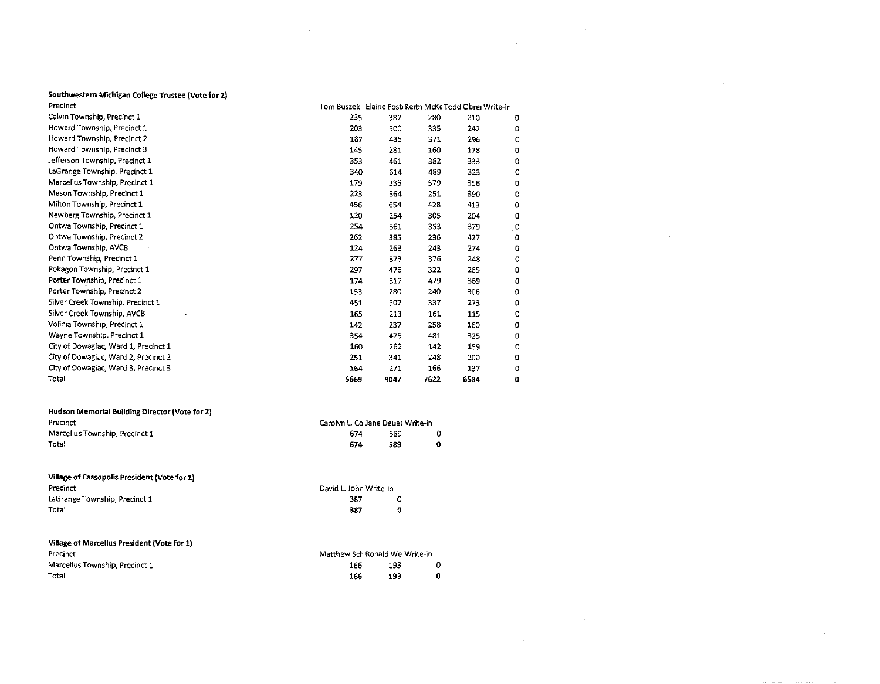**Southwestern Michigan College Trustee (Vote for 2)**

| Precinct | Tom Buszek | Elaine Fost | Keith McKe | Todd Obrei | Write-in |
|---|---|---|---|---|---|
| Calvin Township, Precinct 1 | 235 | 387 | 280 | 210 | 0 |
| Howard Township, Precinct 1 | 203 | 500 | 335 | 242 | 0 |
| Howard Township, Precinct 2 | 187 | 435 | 371 | 296 | 0 |
| Howard Township, Precinct 3 | 145 | 281 | 160 | 178 | 0 |
| Jefferson Township, Precinct 1 | 353 | 461 | 382 | 333 | 0 |
| LaGrange Township, Precinct 1 | 340 | 614 | 489 | 323 | 0 |
| Marcellus Township, Precinct 1 | 179 | 335 | 579 | 358 | 0 |
| Mason Township, Precinct 1 | 223 | 364 | 251 | 390 | 0 |
| Milton Township, Precinct 1 | 456 | 654 | 428 | 413 | 0 |
| Newberg Township, Precinct 1 | 120 | 254 | 305 | 204 | 0 |
| Ontwa Township, Precinct 1 | 254 | 361 | 353 | 379 | 0 |
| Ontwa Township, Precinct 2 | 262 | 385 | 236 | 427 | 0 |
| Ontwa Township, AVCB | 124 | 263 | 243 | 274 | 0 |
| Penn Township, Precinct 1 | 277 | 373 | 376 | 248 | 0 |
| Pokagon Township, Precinct 1 | 297 | 476 | 322 | 265 | 0 |
| Porter Township, Precinct 1 | 174 | 317 | 479 | 369 | 0 |
| Porter Township, Precinct 2 | 153 | 280 | 240 | 306 | 0 |
| Silver Creek Township, Precinct 1 | 451 | 507 | 337 | 273 | 0 |
| Silver Creek Township, AVCB | 165 | 213 | 161 | 115 | 0 |
| Volinia Township, Precinct 1 | 142 | 237 | 258 | 160 | 0 |
| Wayne Township, Precinct 1 | 354 | 475 | 481 | 325 | 0 |
| City of Dowagiac, Ward 1, Precinct 1 | 160 | 262 | 142 | 159 | 0 |
| City of Dowagiac, Ward 2, Precinct 2 | 251 | 341 | 248 | 200 | 0 |
| City of Dowagiac, Ward 3, Precinct 3 | 164 | 271 | 166 | 137 | 0 |
| Total | **5669** | **9047** | **7622** | **6584** | **0** |

**Hudson Memorial Building Director (Vote for 2)**

| Precinct | Carolyn L. Co | Jane Deuel | Write-in |
|---|---|---|---|
| Marcellus Township, Precinct 1 | 674 | 589 | 0 |
| Total | **674** | **589** | **0** |

**Village of Cassopolis President (Vote for 1)**

| Precinct | David L. John | Write-in |
|---|---|---|
| LaGrange Township, Precinct 1 | 387 | 0 |
| Total | **387** | **0** |

**Village of Marcellus President (Vote for 1)**

| Precinct | Matthew Sch | Ronald We | Write-in |
|---|---|---|---|
| Marcellus Township, Precinct 1 | 166 | 193 | 0 |
| Total | **166** | **193** | **0** |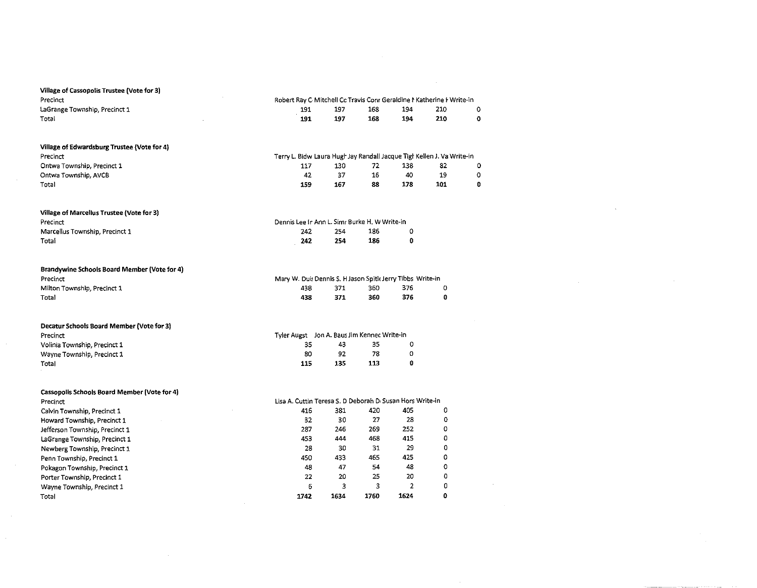**Village of Cassopolis Trustee (Vote for 3)**

| Precinct | Robert Ray C | Mitchell Cc | Travis Conr | Geraldine M | Katherine F | Write-in |
|---|---|---|---|---|---|---|
| LaGrange Township, Precinct 1 | 191 | 197 | 168 | 194 | 210 | 0 |
| **Total** | **191** | **197** | **168** | **194** | **210** | **0** |

**Village of Edwardsburg Trustee (Vote for 4)**

| Precinct | Terry L. Bidw | Laura Hugh | Jay Randall | Jacque Tigh | Kellen J. Va | Write-in |
|---|---|---|---|---|---|---|
| Ontwa Township, Precinct 1 | 117 | 130 | 72 | 138 | 82 | 0 |
| Ontwa Township, AVCB | 42 | 37 | 16 | 40 | 19 | 0 |
| **Total** | **159** | **167** | **88** | **178** | **101** | **0** |

**Village of Marcellus Trustee (Vote for 3)**

| Precinct | Dennis Lee Ir | Ann L. Simr | Burke H. W | Write-in |
|---|---|---|---|---|
| Marcellus Township, Precinct 1 | 242 | 254 | 186 | 0 |
| **Total** | **242** | **254** | **186** | **0** |

**Brandywine Schools Board Member (Vote for 4)**

| Precinct | Mary W. Dui | Dennis S. H | Jason Spitl | Jerry Tibbs | Write-in |
|---|---|---|---|---|---|
| Milton Township, Precinct 1 | 438 | 371 | 360 | 376 | 0 |
| **Total** | **438** | **371** | **360** | **376** | **0** |

**Decatur Schools Board Member (Vote for 3)**

| Precinct | Tyler Augst | Jon A. Baus | Jim Kennec | Write-in |
|---|---|---|---|---|
| Volinia Township, Precinct 1 | 35 | 43 | 35 | 0 |
| Wayne Township, Precinct 1 | 80 | 92 | 78 | 0 |
| **Total** | **115** | **135** | **113** | **0** |

**Cassopolis Schools Board Member (Vote for 4)**

| Precinct | Lisa A. Cuttin | Teresa S. D | Deborah D | Susan Hors | Write-in |
|---|---|---|---|---|---|
| Calvin Township, Precinct 1 | 416 | 381 | 420 | 405 | 0 |
| Howard Township, Precinct 1 | 32 | 30 | 27 | 28 | 0 |
| Jefferson Township, Precinct 1 | 287 | 246 | 269 | 252 | 0 |
| LaGrange Township, Precinct 1 | 453 | 444 | 468 | 415 | 0 |
| Newberg Township, Precinct 1 | 28 | 30 | 31 | 29 | 0 |
| Penn Township, Precinct 1 | 450 | 433 | 465 | 425 | 0 |
| Pokagon Township, Precinct 1 | 48 | 47 | 54 | 48 | 0 |
| Porter Township, Precinct 1 | 22 | 20 | 25 | 20 | 0 |
| Wayne Township, Precinct 1 | 6 | 3 | 3 | 2 | 0 |
| **Total** | **1742** | **1634** | **1760** | **1624** | **0** |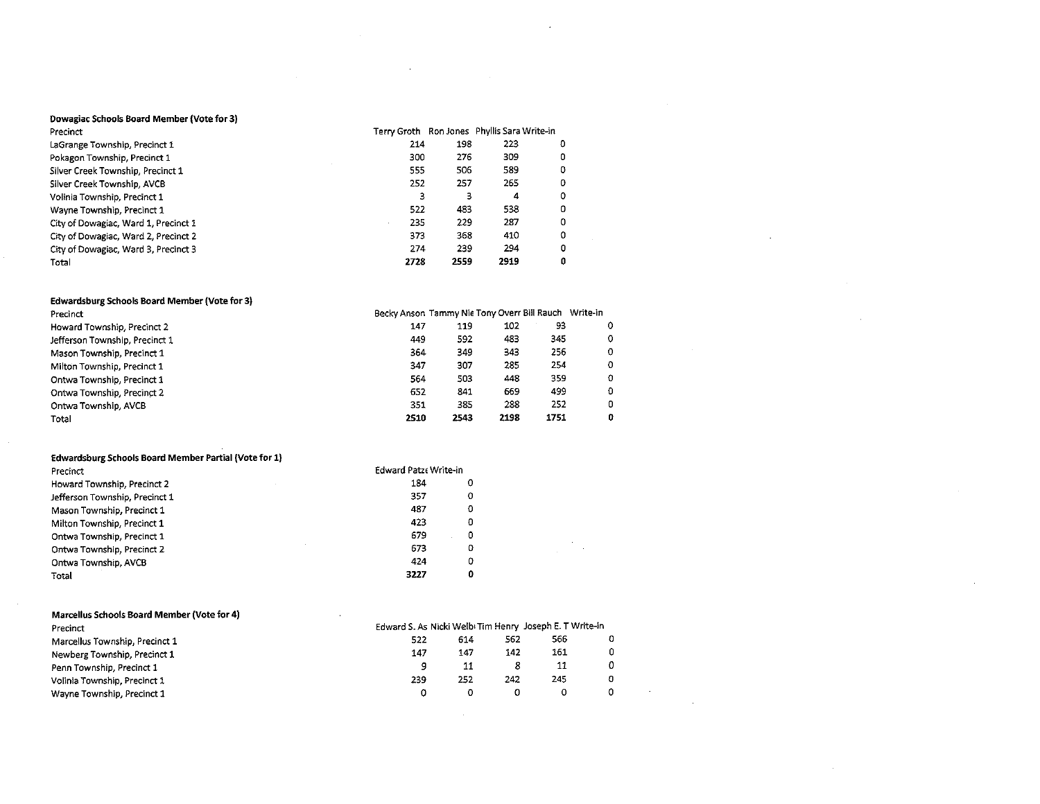**Dowagiac Schools Board Member (Vote for 3)**

| Precinct | Terry Groth | Ron Jones | Phyllis Sara | Write-in |
|---|---|---|---|---|
| LaGrange Township, Precinct 1 | 214 | 198 | 223 | 0 |
| Pokagon Township, Precinct 1 | 300 | 276 | 309 | 0 |
| Silver Creek Township, Precinct 1 | 555 | 506 | 589 | 0 |
| Silver Creek Township, AVCB | 252 | 257 | 265 | 0 |
| Volinia Township, Precinct 1 | 3 | 3 | 4 | 0 |
| Wayne Township, Precinct 1 | 522 | 483 | 538 | 0 |
| City of Dowagiac, Ward 1, Precinct 1 | 235 | 229 | 287 | 0 |
| City of Dowagiac, Ward 2, Precinct 2 | 373 | 368 | 410 | 0 |
| City of Dowagiac, Ward 3, Precinct 3 | 274 | 239 | 294 | 0 |
| Total | **2728** | **2559** | **2919** | **0** |

**Edwardsburg Schools Board Member (Vote for 3)**

| Precinct | Becky Anson | Tammy Nie | Tony Overr | Bill Rauch | Write-in |
|---|---|---|---|---|---|
| Howard Township, Precinct 2 | 147 | 119 | 102 | 93 | 0 |
| Jefferson Township, Precinct 1 | 449 | 592 | 483 | 345 | 0 |
| Mason Township, Precinct 1 | 364 | 349 | 343 | 256 | 0 |
| Milton Township, Precinct 1 | 347 | 307 | 285 | 254 | 0 |
| Ontwa Township, Precinct 1 | 564 | 503 | 448 | 359 | 0 |
| Ontwa Township, Precinct 2 | 652 | 841 | 669 | 499 | 0 |
| Ontwa Township, AVCB | 351 | 385 | 288 | 252 | 0 |
| Total | **2510** | **2543** | **2198** | **1751** | **0** |

**Edwardsburg Schools Board Member Partial (Vote for 1)**

| Precinct | Edward Patze | Write-in |
|---|---|---|
| Howard Township, Precinct 2 | 184 | 0 |
| Jefferson Township, Precinct 1 | 357 | 0 |
| Mason Township, Precinct 1 | 487 | 0 |
| Milton Township, Precinct 1 | 423 | 0 |
| Ontwa Township, Precinct 1 | 679 | 0 |
| Ontwa Township, Precinct 2 | 673 | 0 |
| Ontwa Township, AVCB | 424 | 0 |
| Total | **3227** | **0** |

**Marcellus Schools Board Member (Vote for 4)**

| Precinct | Edward S. As | Nicki Welbi | Tim Henry | Joseph E. T | Write-in |
|---|---|---|---|---|---|
| Marcellus Township, Precinct 1 | 522 | 614 | 562 | 566 | 0 |
| Newberg Township, Precinct 1 | 147 | 147 | 142 | 161 | 0 |
| Penn Township, Precinct 1 | 9 | 11 | 8 | 11 | 0 |
| Volinia Township, Precinct 1 | 239 | 252 | 242 | 245 | 0 |
| Wayne Township, Precinct 1 | 0 | 0 | 0 | 0 | 0 |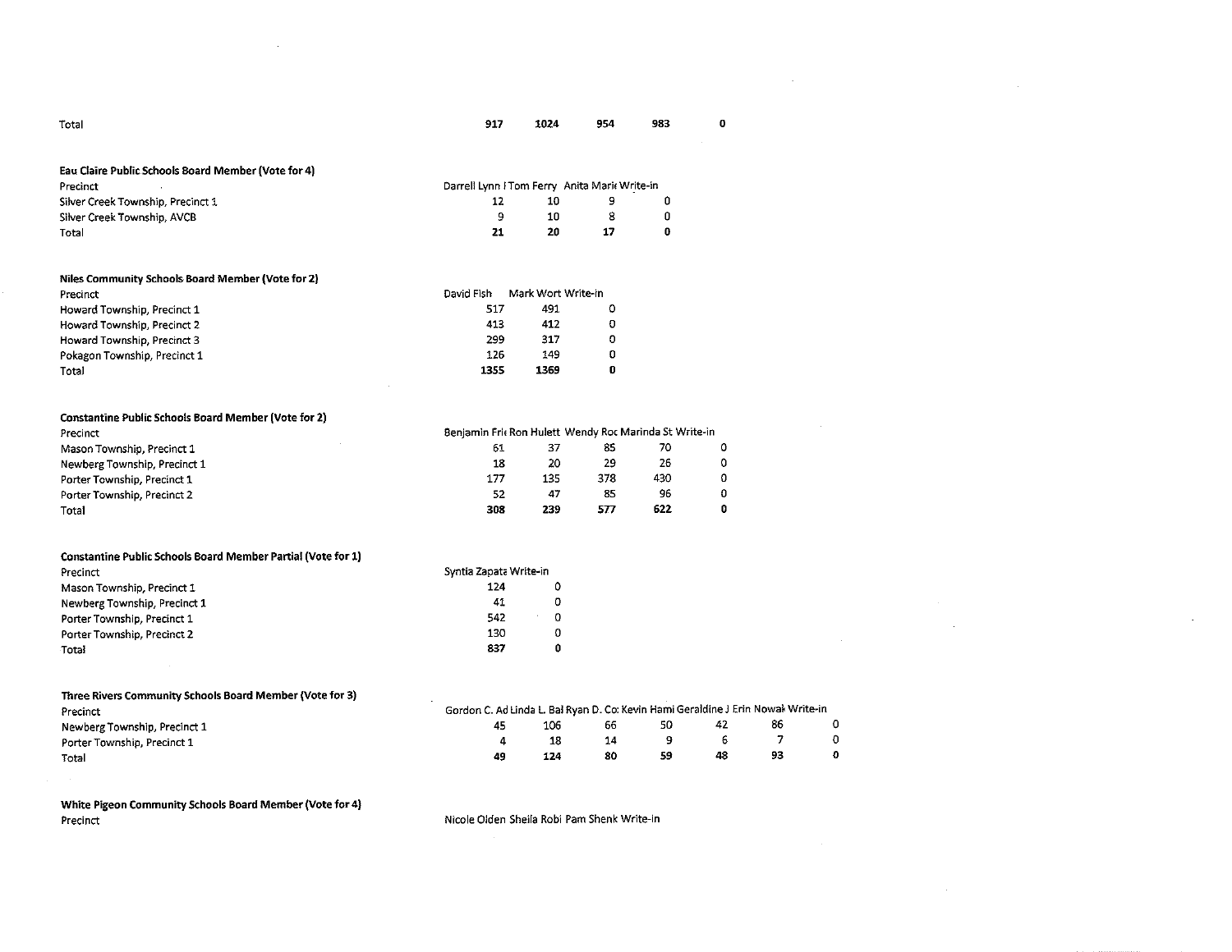| Total | 917 | 1024 | 954 | 983 | 0 |
|---|---|---|---|---|---|

**Eau Claire Public Schools Board Member (Vote for 4)**

| Precinct | Darrell Lynn I | Tom Ferry | Anita Marie | Write-in |
|---|---|---|---|---|
| Silver Creek Township, Precinct 1 | 12 | 10 | 9 | 0 |
| Silver Creek Township, AVCB | 9 | 10 | 8 | 0 |
| Total | **21** | **20** | **17** | **0** |

**Niles Community Schools Board Member (Vote for 2)**

| Precinct | David Fish | Mark Wort | Write-in |
|---|---|---|---|
| Howard Township, Precinct 1 | 517 | 491 | 0 |
| Howard Township, Precinct 2 | 413 | 412 | 0 |
| Howard Township, Precinct 3 | 299 | 317 | 0 |
| Pokagon Township, Precinct 1 | 126 | 149 | 0 |
| Total | **1355** | **1369** | **0** |

**Constantine Public Schools Board Member (Vote for 2)**

| Precinct | Benjamin Fri | Ron Hulett | Wendy Roc | Marinda St | Write-in |
|---|---|---|---|---|---|
| Mason Township, Precinct 1 | 61 | 37 | 85 | 70 | 0 |
| Newberg Township, Precinct 1 | 18 | 20 | 29 | 26 | 0 |
| Porter Township, Precinct 1 | 177 | 135 | 378 | 430 | 0 |
| Porter Township, Precinct 2 | 52 | 47 | 85 | 96 | 0 |
| Total | **308** | **239** | **577** | **622** | **0** |

**Constantine Public Schools Board Member Partial (Vote for 1)**

| Precinct | Syntia Zapata | Write-in |
|---|---|---|
| Mason Township, Precinct 1 | 124 | 0 |
| Newberg Township, Precinct 1 | 41 | 0 |
| Porter Township, Precinct 1 | 542 | 0 |
| Porter Township, Precinct 2 | 130 | 0 |
| Total | **837** | **0** |

**Three Rivers Community Schools Board Member (Vote for 3)**

| Precinct | Gordon C. Ad | Linda L. Bal | Ryan D. Co | Kevin Hami | Geraldine J | Erin Nowak | Write-in |
|---|---|---|---|---|---|---|---|
| Newberg Township, Precinct 1 | 45 | 106 | 66 | 50 | 42 | 86 | 0 |
| Porter Township, Precinct 1 | 4 | 18 | 14 | 9 | 6 | 7 | 0 |
| Total | **49** | **124** | **80** | **59** | **48** | **93** | **0** |

**White Pigeon Community Schools Board Member (Vote for 4)**

| Precinct | Nicole Olden | Sheila Robi | Pam Shenk | Write-in |
|---|---|---|---|---|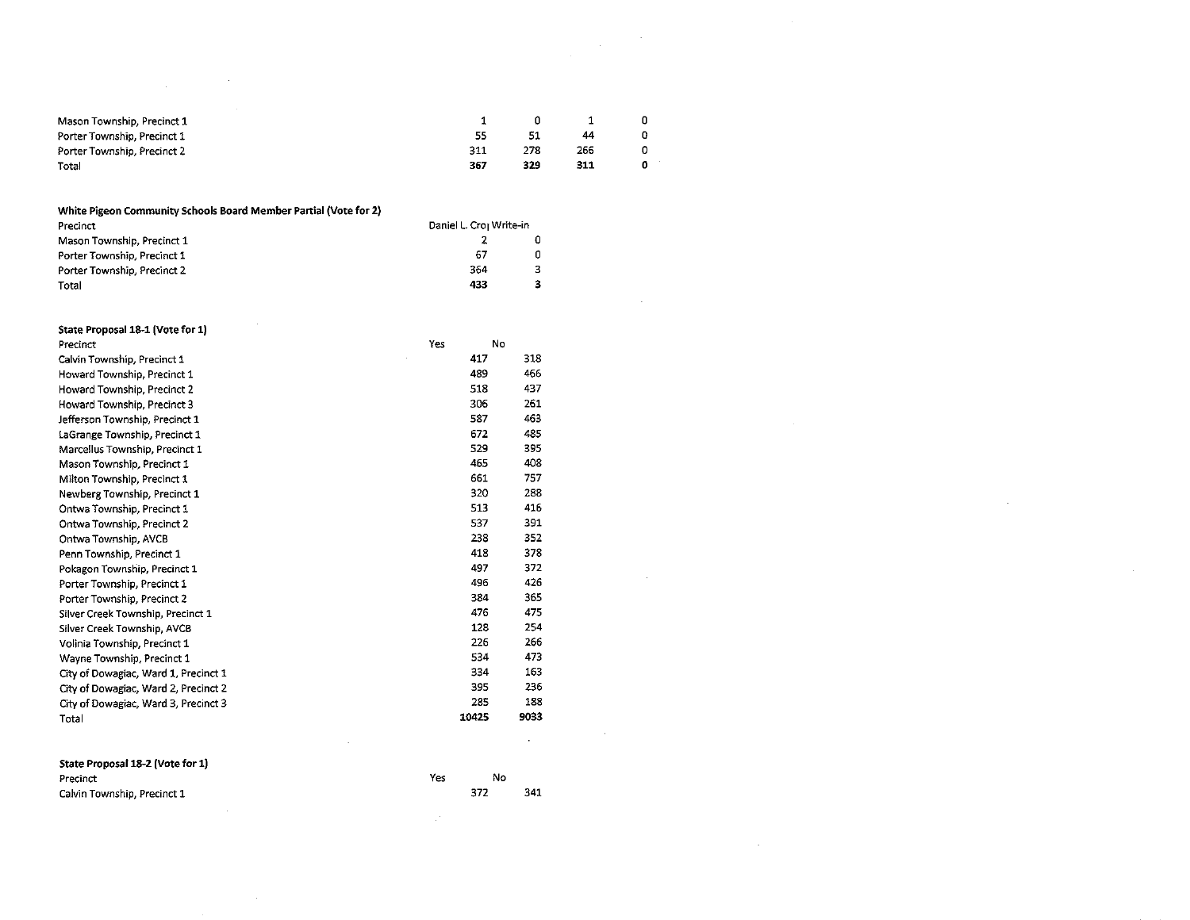| | | | | |
|---|---|---|---|---|
| Mason Township, Precinct 1 | 1 | 0 | 1 | 0 |
| Porter Township, Precinct 1 | 55 | 51 | 44 | 0 |
| Porter Township, Precinct 2 | 311 | 278 | 266 | 0 |
| Total | **367** | **329** | **311** | **0** |

**White Pigeon Community Schools Board Member Partial (Vote for 2)**

| Precinct | Daniel L. Cro | Write-in |
|---|---|---|
| Mason Township, Precinct 1 | 2 | 0 |
| Porter Township, Precinct 1 | 67 | 0 |
| Porter Township, Precinct 2 | 364 | 3 |
| Total | **433** | **3** |

**State Proposal 18-1 (Vote for 1)**

| Precinct | Yes | No |
|---|---|---|
| Calvin Township, Precinct 1 | 417 | 318 |
| Howard Township, Precinct 1 | 489 | 466 |
| Howard Township, Precinct 2 | 518 | 437 |
| Howard Township, Precinct 3 | 306 | 261 |
| Jefferson Township, Precinct 1 | 587 | 463 |
| LaGrange Township, Precinct 1 | 672 | 485 |
| Marcellus Township, Precinct 1 | 529 | 395 |
| Mason Township, Precinct 1 | 465 | 408 |
| Milton Township, Precinct 1 | 661 | 757 |
| Newberg Township, Precinct 1 | 320 | 288 |
| Ontwa Township, Precinct 1 | 513 | 416 |
| Ontwa Township, Precinct 2 | 537 | 391 |
| Ontwa Township, AVCB | 238 | 352 |
| Penn Township, Precinct 1 | 418 | 378 |
| Pokagon Township, Precinct 1 | 497 | 372 |
| Porter Township, Precinct 1 | 496 | 426 |
| Porter Township, Precinct 2 | 384 | 365 |
| Silver Creek Township, Precinct 1 | 476 | 475 |
| Silver Creek Township, AVCB | 128 | 254 |
| Volinia Township, Precinct 1 | 226 | 266 |
| Wayne Township, Precinct 1 | 534 | 473 |
| City of Dowagiac, Ward 1, Precinct 1 | 334 | 163 |
| City of Dowagiac, Ward 2, Precinct 2 | 395 | 236 |
| City of Dowagiac, Ward 3, Precinct 3 | 285 | 188 |
| Total | **10425** | **9033** |

**State Proposal 18-2 (Vote for 1)**

| Precinct | Yes | No |
|---|---|---|
| Calvin Township, Precinct 1 | 372 | 341 |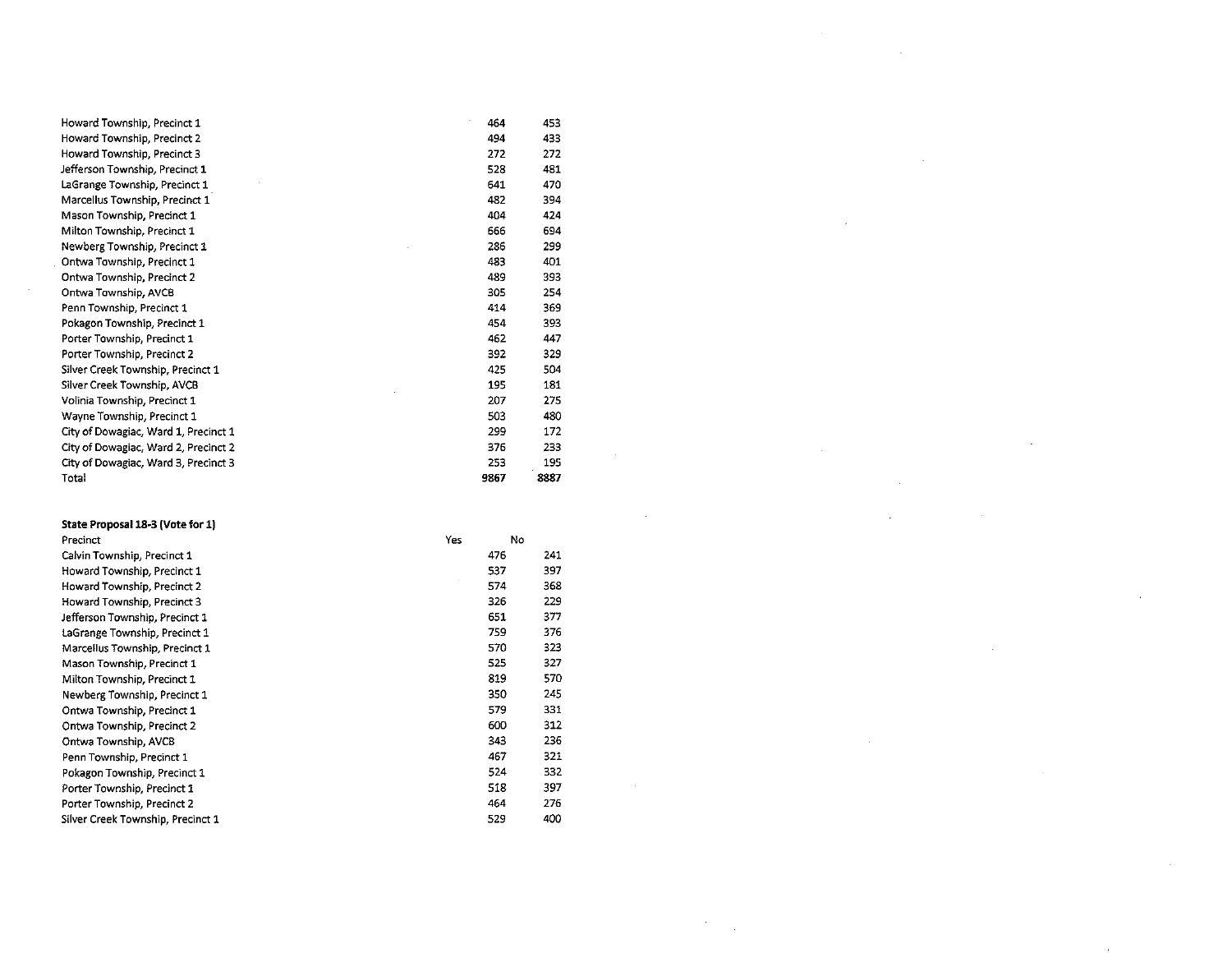| | | |
|---|---|---|
| Howard Township, Precinct 1 | 464 | 453 |
| Howard Township, Precinct 2 | 494 | 433 |
| Howard Township, Precinct 3 | 272 | 272 |
| Jefferson Township, Precinct 1 | 528 | 481 |
| LaGrange Township, Precinct 1 | 641 | 470 |
| Marcellus Township, Precinct 1 | 482 | 394 |
| Mason Township, Precinct 1 | 404 | 424 |
| Milton Township, Precinct 1 | 666 | 694 |
| Newberg Township, Precinct 1 | 286 | 299 |
| Ontwa Township, Precinct 1 | 483 | 401 |
| Ontwa Township, Precinct 2 | 489 | 393 |
| Ontwa Township, AVCB | 305 | 254 |
| Penn Township, Precinct 1 | 414 | 369 |
| Pokagon Township, Precinct 1 | 454 | 393 |
| Porter Township, Precinct 1 | 462 | 447 |
| Porter Township, Precinct 2 | 392 | 329 |
| Silver Creek Township, Precinct 1 | 425 | 504 |
| Silver Creek Township, AVCB | 195 | 181 |
| Volinia Township, Precinct 1 | 207 | 275 |
| Wayne Township, Precinct 1 | 503 | 480 |
| City of Dowagiac, Ward 1, Precinct 1 | 299 | 172 |
| City of Dowagiac, Ward 2, Precinct 2 | 376 | 233 |
| City of Dowagiac, Ward 3, Precinct 3 | 253 | 195 |
| Total | **9867** | **8887** |

**State Proposal 18-3 (Vote for 1)**

| Precinct | Yes | No |
|---|---|---|
| Calvin Township, Precinct 1 | 476 | 241 |
| Howard Township, Precinct 1 | 537 | 397 |
| Howard Township, Precinct 2 | 574 | 368 |
| Howard Township, Precinct 3 | 326 | 229 |
| Jefferson Township, Precinct 1 | 651 | 377 |
| LaGrange Township, Precinct 1 | 759 | 376 |
| Marcellus Township, Precinct 1 | 570 | 323 |
| Mason Township, Precinct 1 | 525 | 327 |
| Milton Township, Precinct 1 | 819 | 570 |
| Newberg Township, Precinct 1 | 350 | 245 |
| Ontwa Township, Precinct 1 | 579 | 331 |
| Ontwa Township, Precinct 2 | 600 | 312 |
| Ontwa Township, AVCB | 343 | 236 |
| Penn Township, Precinct 1 | 467 | 321 |
| Pokagon Township, Precinct 1 | 524 | 332 |
| Porter Township, Precinct 1 | 518 | 397 |
| Porter Township, Precinct 2 | 464 | 276 |
| Silver Creek Township, Precinct 1 | 529 | 400 |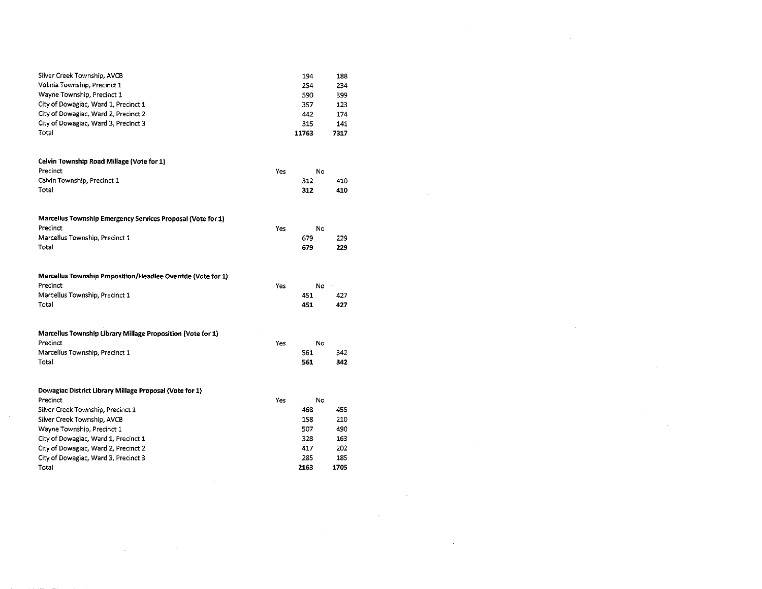| | | |
|---|---|---|
| Silver Creek Township, AVCB | 194 | 188 |
| Volinia Township, Precinct 1 | 254 | 234 |
| Wayne Township, Precinct 1 | 590 | 399 |
| City of Dowagiac, Ward 1, Precinct 1 | 357 | 123 |
| City of Dowagiac, Ward 2, Precinct 2 | 442 | 174 |
| City of Dowagiac, Ward 3, Precinct 3 | 315 | 141 |
| Total | **11763** | **7317** |

**Calvin Township Road Millage (Vote for 1)**

| Precinct | Yes | No |
|---|---|---|
| Calvin Township, Precinct 1 | 312 | 410 |
| Total | **312** | **410** |

**Marcellus Township Emergency Services Proposal (Vote for 1)**

| Precinct | Yes | No |
|---|---|---|
| Marcellus Township, Precinct 1 | 679 | 229 |
| Total | **679** | **229** |

**Marcellus Township Proposition/Headlee Override (Vote for 1)**

| Precinct | Yes | No |
|---|---|---|
| Marcellus Township, Precinct 1 | 451 | 427 |
| Total | **451** | **427** |

**Marcellus Township Library Millage Proposition (Vote for 1)**

| Precinct | Yes | No |
|---|---|---|
| Marcellus Township, Precinct 1 | 561 | 342 |
| Total | **561** | **342** |

**Dowagiac District Library Millage Proposal (Vote for 1)**

| Precinct | Yes | No |
|---|---|---|
| Silver Creek Township, Precinct 1 | 468 | 455 |
| Silver Creek Township, AVCB | 158 | 210 |
| Wayne Township, Precinct 1 | 507 | 490 |
| City of Dowagiac, Ward 1, Precinct 1 | 328 | 163 |
| City of Dowagiac, Ward 2, Precinct 2 | 417 | 202 |
| City of Dowagiac, Ward 3, Precinct 3 | 285 | 185 |
| Total | **2163** | **1705** |